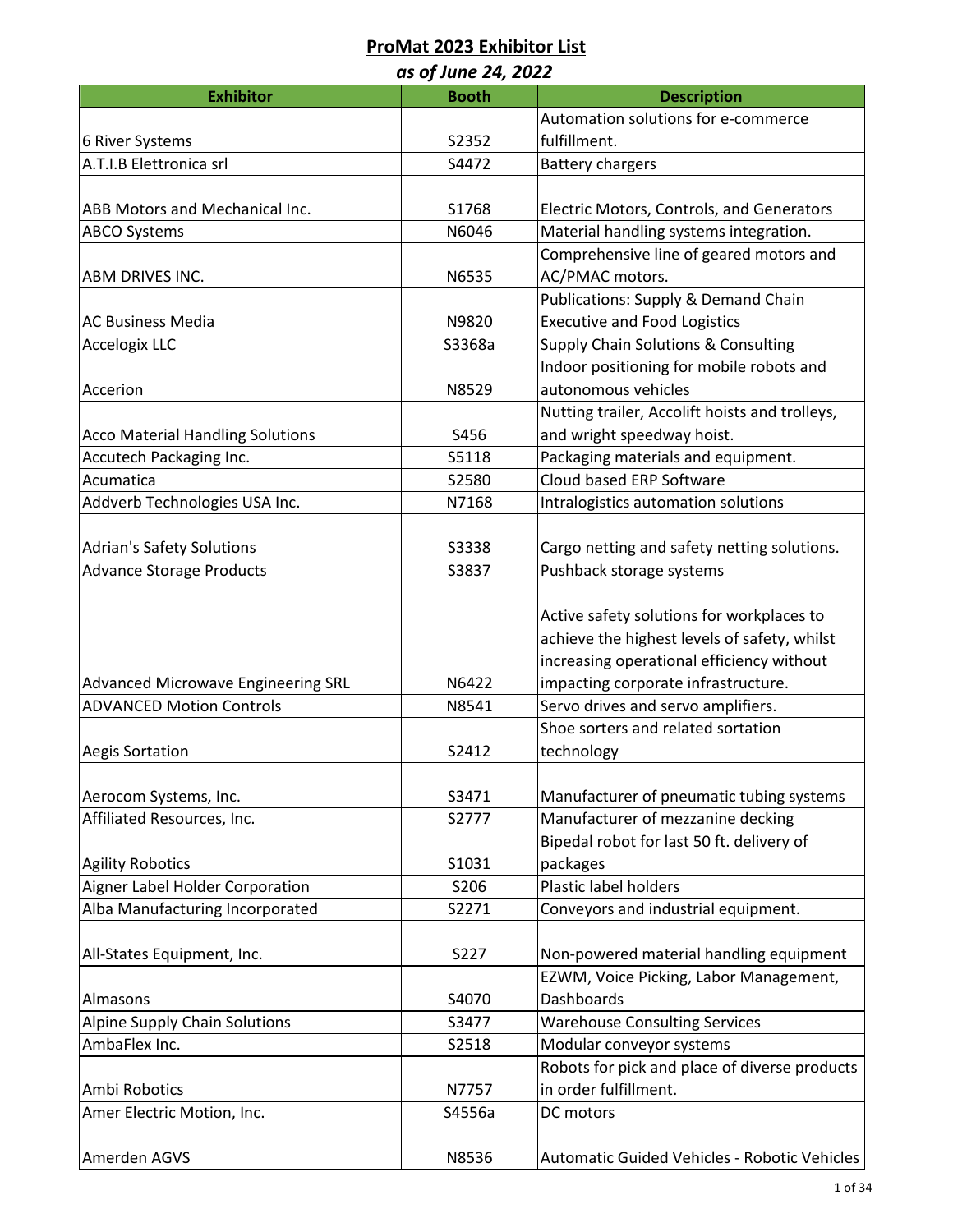# ProMat 2023 Exhibitor List

## *as of June 24, 2022*

| Exhibitor | Booth | Description |
| --- | --- | --- |
| 6 River Systems | S2352 | Automation solutions for e-commerce fulfillment. |
| A.T.I.B Elettronica srl | S4472 | Battery chargers |
| ABB Motors and Mechanical Inc. | S1768 | Electric Motors, Controls, and Generators |
| ABCO Systems | N6046 | Material handling systems integration. |
| ABM DRIVES INC. | N6535 | Comprehensive line of geared motors and AC/PMAC motors. |
| AC Business Media | N9820 | Publications: Supply & Demand Chain Executive and Food Logistics |
| Accelogix LLC | S3368a | Supply Chain Solutions & Consulting |
| Accerion | N8529 | Indoor positioning for mobile robots and autonomous vehicles |
| Acco Material Handling Solutions | S456 | Nutting trailer, Accolift hoists and trolleys, and wright speedway hoist. |
| Accutech Packaging Inc. | S5118 | Packaging materials and equipment. |
| Acumatica | S2580 | Cloud based ERP Software |
| Addverb Technologies USA Inc. | N7168 | Intralogistics automation solutions |
| Adrian's Safety Solutions | S3338 | Cargo netting and safety netting solutions. |
| Advance Storage Products | S3837 | Pushback storage systems |
| Advanced Microwave Engineering SRL | N6422 | Active safety solutions for workplaces to achieve the highest levels of safety, whilst increasing operational efficiency without impacting corporate infrastructure. |
| ADVANCED Motion Controls | N8541 | Servo drives and servo amplifiers. |
| Aegis Sortation | S2412 | Shoe sorters and related sortation technology |
| Aerocom Systems, Inc. | S3471 | Manufacturer of pneumatic tubing systems |
| Affiliated Resources, Inc. | S2777 | Manufacturer of mezzanine decking |
| Agility Robotics | S1031 | Bipedal robot for last 50 ft. delivery of packages |
| Aigner Label Holder Corporation | S206 | Plastic label holders |
| Alba Manufacturing Incorporated | S2271 | Conveyors and industrial equipment. |
| All-States Equipment, Inc. | S227 | Non-powered material handling equipment |
| Almasons | S4070 | EZWM, Voice Picking, Labor Management, Dashboards |
| Alpine Supply Chain Solutions | S3477 | Warehouse Consulting Services |
| AmbaFlex Inc. | S2518 | Modular conveyor systems |
| Ambi Robotics | N7757 | Robots for pick and place of diverse products in order fulfillment. |
| Amer Electric Motion, Inc. | S4556a | DC motors |
| Amerden AGVS | N8536 | Automatic Guided Vehicles - Robotic Vehicles |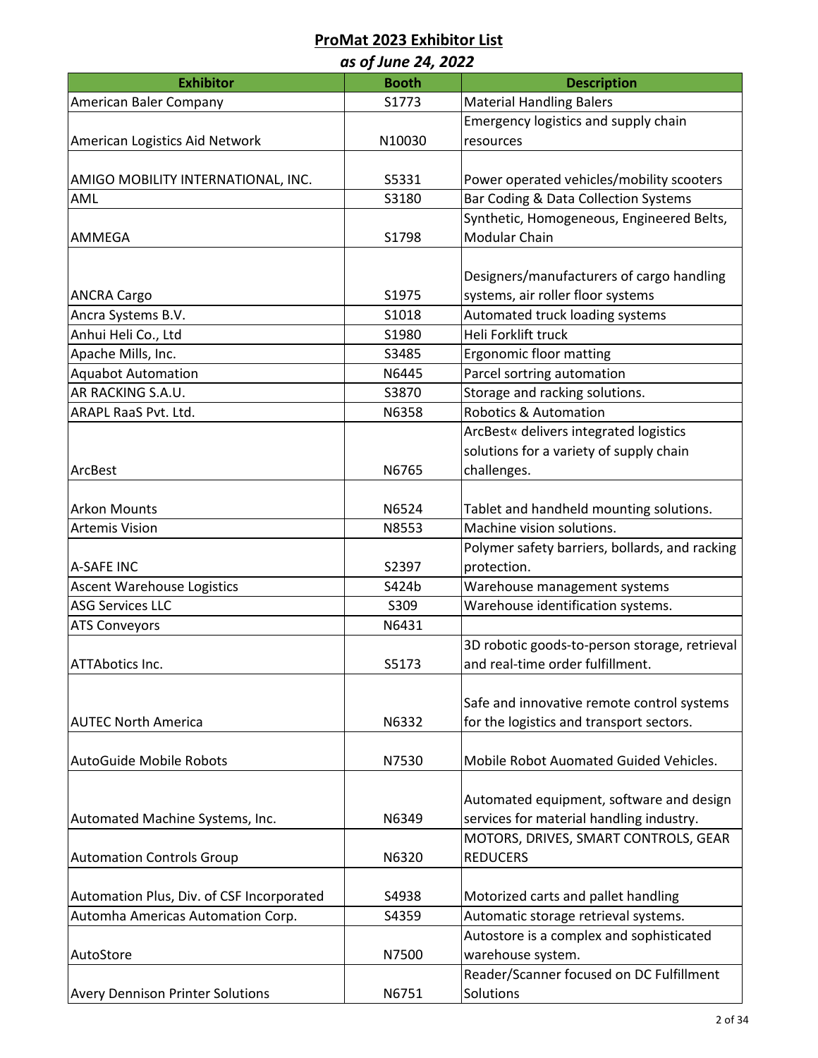## ProMat 2023 Exhibitor List

*as of June 24, 2022*

| Exhibitor | Booth | Description |
|---|---|---|
| American Baler Company | S1773 | Material Handling Balers |
| American Logistics Aid Network | N10030 | Emergency logistics and supply chain resources |
| AMIGO MOBILITY INTERNATIONAL, INC. | S5331 | Power operated vehicles/mobility scooters |
| AML | S3180 | Bar Coding & Data Collection Systems |
| AMMEGA | S1798 | Synthetic, Homogeneous, Engineered Belts, Modular Chain |
| ANCRA Cargo | S1975 | Designers/manufacturers of cargo handling systems, air roller floor systems |
| Ancra Systems B.V. | S1018 | Automated truck loading systems |
| Anhui Heli Co., Ltd | S1980 | Heli Forklift truck |
| Apache Mills, Inc. | S3485 | Ergonomic floor matting |
| Aquabot Automation | N6445 | Parcel sortring automation |
| AR RACKING S.A.U. | S3870 | Storage and racking solutions. |
| ARAPL RaaS Pvt. Ltd. | N6358 | Robotics & Automation |
| ArcBest | N6765 | ArcBest« delivers integrated logistics solutions for a variety of supply chain challenges. |
| Arkon Mounts | N6524 | Tablet and handheld mounting solutions. |
| Artemis Vision | N8553 | Machine vision solutions. |
| A-SAFE INC | S2397 | Polymer safety barriers, bollards, and racking protection. |
| Ascent Warehouse Logistics | S424b | Warehouse management systems |
| ASG Services LLC | S309 | Warehouse identification systems. |
| ATS Conveyors | N6431 | |
| ATTAbotics Inc. | S5173 | 3D robotic goods-to-person storage, retrieval and real-time order fulfillment. |
| AUTEC North America | N6332 | Safe and innovative remote control systems for the logistics and transport sectors. |
| AutoGuide Mobile Robots | N7530 | Mobile Robot Auomated Guided Vehicles. |
| Automated Machine Systems, Inc. | N6349 | Automated equipment, software and design services for material handling industry. |
| Automation Controls Group | N6320 | MOTORS, DRIVES, SMART CONTROLS, GEAR REDUCERS |
| Automation Plus, Div. of CSF Incorporated | S4938 | Motorized carts and pallet handling |
| Automha Americas Automation Corp. | S4359 | Automatic storage retrieval systems. |
| AutoStore | N7500 | Autostore is a complex and sophisticated warehouse system. |
| Avery Dennison Printer Solutions | N6751 | Reader/Scanner focused on DC Fulfillment Solutions |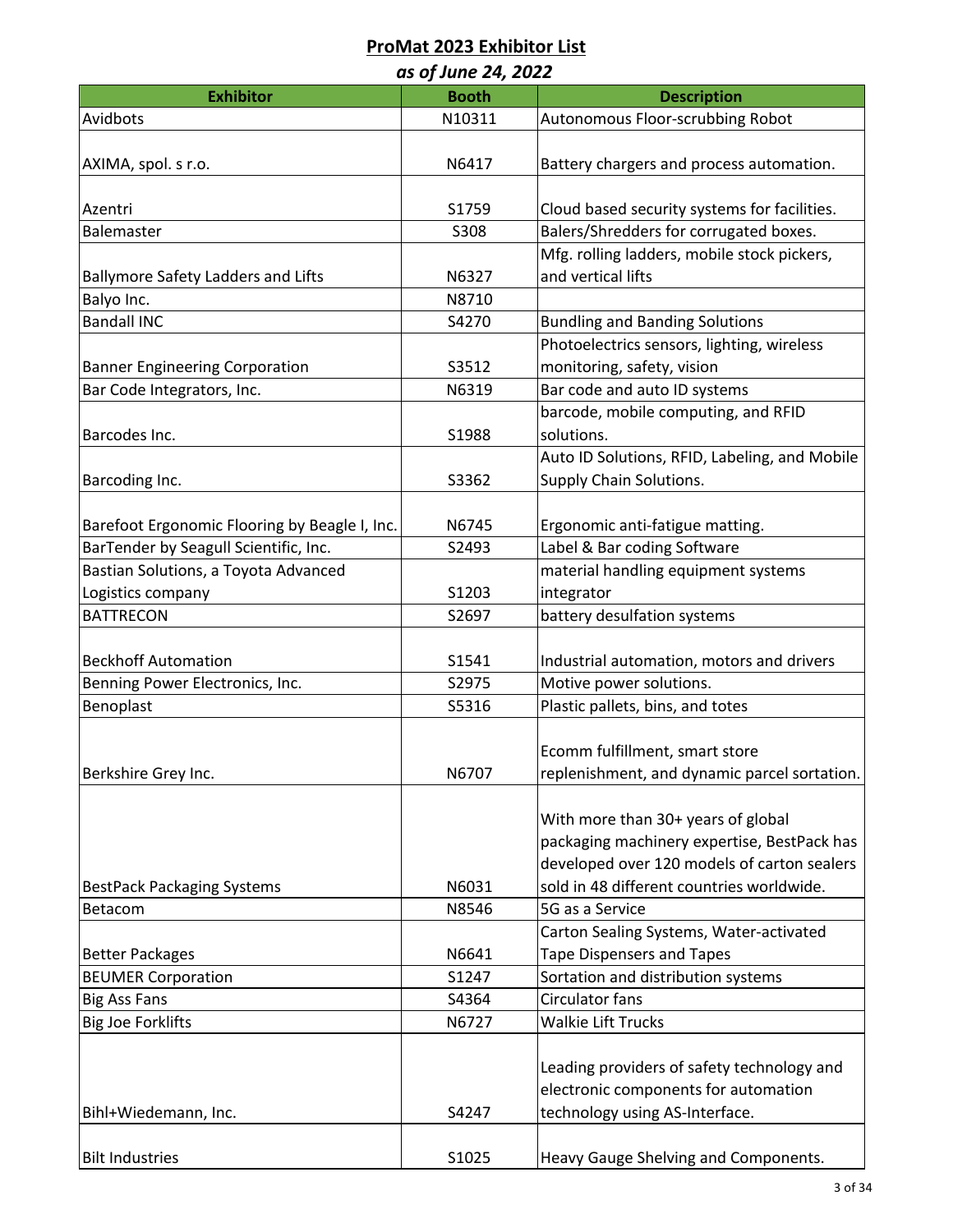## ProMat 2023 Exhibitor List

### *as of June 24, 2022*

| Exhibitor | Booth | Description |
|---|---|---|
| Avidbots | N10311 | Autonomous Floor-scrubbing Robot |
| AXIMA, spol. s r.o. | N6417 | Battery chargers and process automation. |
| Azentri | S1759 | Cloud based security systems for facilities. |
| Balemaster | S308 | Balers/Shredders for corrugated boxes. |
| Ballymore Safety Ladders and Lifts | N6327 | Mfg. rolling ladders, mobile stock pickers, and vertical lifts |
| Balyo Inc. | N8710 | |
| Bandall INC | S4270 | Bundling and Banding Solutions |
| Banner Engineering Corporation | S3512 | Photoelectrics sensors, lighting, wireless monitoring, safety, vision |
| Bar Code Integrators, Inc. | N6319 | Bar code and auto ID systems |
| Barcodes Inc. | S1988 | barcode, mobile computing, and RFID solutions. |
| Barcoding Inc. | S3362 | Auto ID Solutions, RFID, Labeling, and Mobile Supply Chain Solutions. |
| Barefoot Ergonomic Flooring by Beagle I, Inc. | N6745 | Ergonomic anti-fatigue matting. |
| BarTender by Seagull Scientific, Inc. | S2493 | Label & Bar coding Software |
| Bastian Solutions, a Toyota Advanced Logistics company | S1203 | material handling equipment systems integrator |
| BATTRECON | S2697 | battery desulfation systems |
| Beckhoff Automation | S1541 | Industrial automation, motors and drivers |
| Benning Power Electronics, Inc. | S2975 | Motive power solutions. |
| Benoplast | S5316 | Plastic pallets, bins, and totes |
| Berkshire Grey Inc. | N6707 | Ecomm fulfillment, smart store replenishment, and dynamic parcel sortation. |
| BestPack Packaging Systems | N6031 | With more than 30+ years of global packaging machinery expertise, BestPack has developed over 120 models of carton sealers sold in 48 different countries worldwide. |
| Betacom | N8546 | 5G as a Service |
| Better Packages | N6641 | Carton Sealing Systems, Water-activated Tape Dispensers and Tapes |
| BEUMER Corporation | S1247 | Sortation and distribution systems |
| Big Ass Fans | S4364 | Circulator fans |
| Big Joe Forklifts | N6727 | Walkie Lift Trucks |
| Bihl+Wiedemann, Inc. | S4247 | Leading providers of safety technology and electronic components for automation technology using AS-Interface. |
| Bilt Industries | S1025 | Heavy Gauge Shelving and Components. |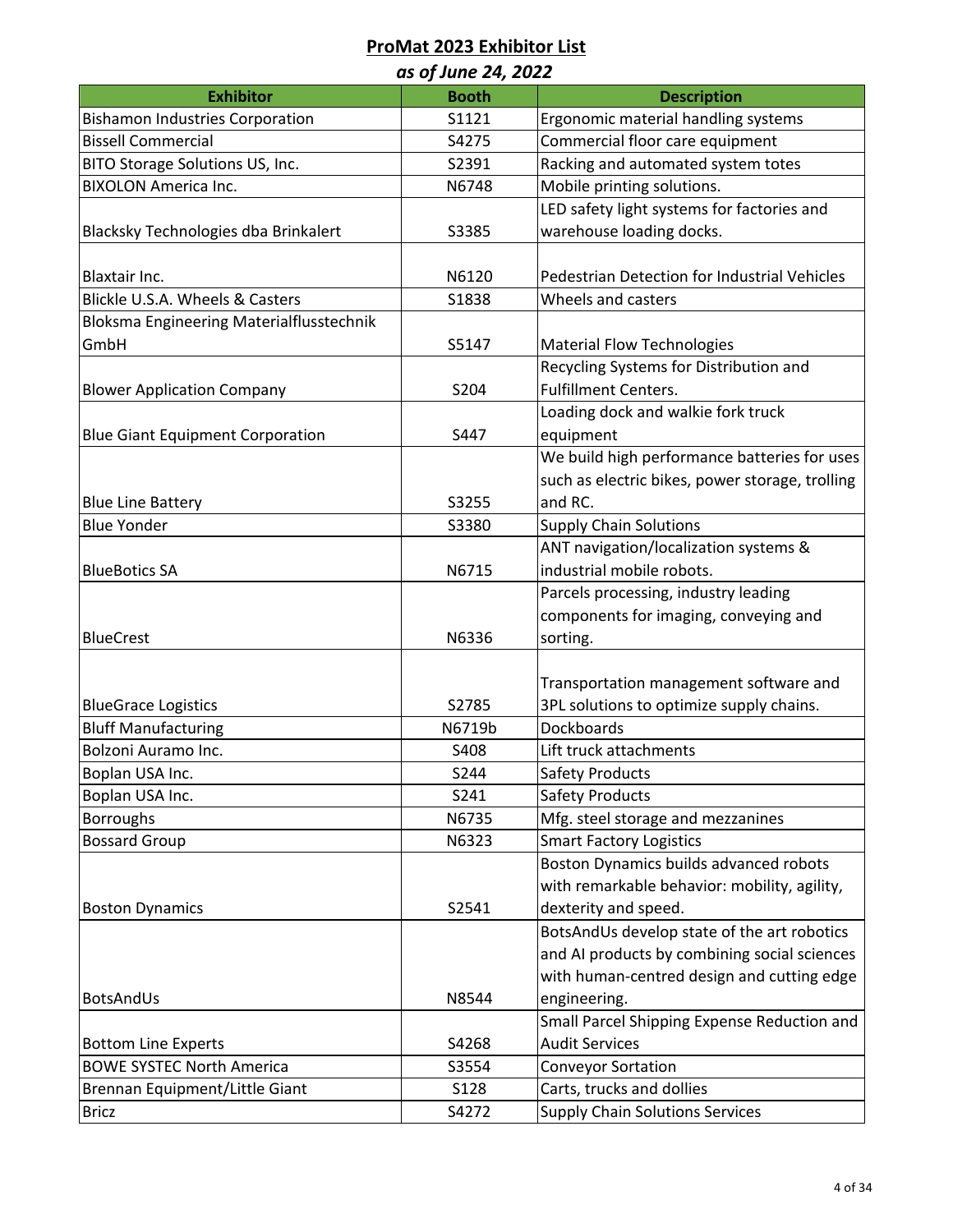# ProMat 2023 Exhibitor List

## *as of June 24, 2022*

| Exhibitor | Booth | Description |
|---|---|---|
| Bishamon Industries Corporation | S1121 | Ergonomic material handling systems |
| Bissell Commercial | S4275 | Commercial floor care equipment |
| BITO Storage Solutions US, Inc. | S2391 | Racking and automated system totes |
| BIXOLON America Inc. | N6748 | Mobile printing solutions. |
| Blacksky Technologies dba Brinkalert | S3385 | LED safety light systems for factories and warehouse loading docks. |
| Blaxtair Inc. | N6120 | Pedestrian Detection for Industrial Vehicles |
| Blickle U.S.A. Wheels & Casters | S1838 | Wheels and casters |
| Bloksma Engineering Materialflusstechnik GmbH | S5147 | Material Flow Technologies |
| Blower Application Company | S204 | Recycling Systems for Distribution and Fulfillment Centers. |
| Blue Giant Equipment Corporation | S447 | Loading dock and walkie fork truck equipment |
| Blue Line Battery | S3255 | We build high performance batteries for uses such as electric bikes, power storage, trolling and RC. |
| Blue Yonder | S3380 | Supply Chain Solutions |
| BlueBotics SA | N6715 | ANT navigation/localization systems & industrial mobile robots. |
| BlueCrest | N6336 | Parcels processing, industry leading components for imaging, conveying and sorting. |
| BlueGrace Logistics | S2785 | Transportation management software and 3PL solutions to optimize supply chains. |
| Bluff Manufacturing | N6719b | Dockboards |
| Bolzoni Auramo Inc. | S408 | Lift truck attachments |
| Boplan USA Inc. | S244 | Safety Products |
| Boplan USA Inc. | S241 | Safety Products |
| Borroughs | N6735 | Mfg. steel storage and mezzanines |
| Bossard Group | N6323 | Smart Factory Logistics |
| Boston Dynamics | S2541 | Boston Dynamics builds advanced robots with remarkable behavior: mobility, agility, dexterity and speed. |
| BotsAndUs | N8544 | BotsAndUs develop state of the art robotics and AI products by combining social sciences with human-centred design and cutting edge engineering. |
| Bottom Line Experts | S4268 | Small Parcel Shipping Expense Reduction and Audit Services |
| BOWE SYSTEC North America | S3554 | Conveyor Sortation |
| Brennan Equipment/Little Giant | S128 | Carts, trucks and dollies |
| Bricz | S4272 | Supply Chain Solutions Services |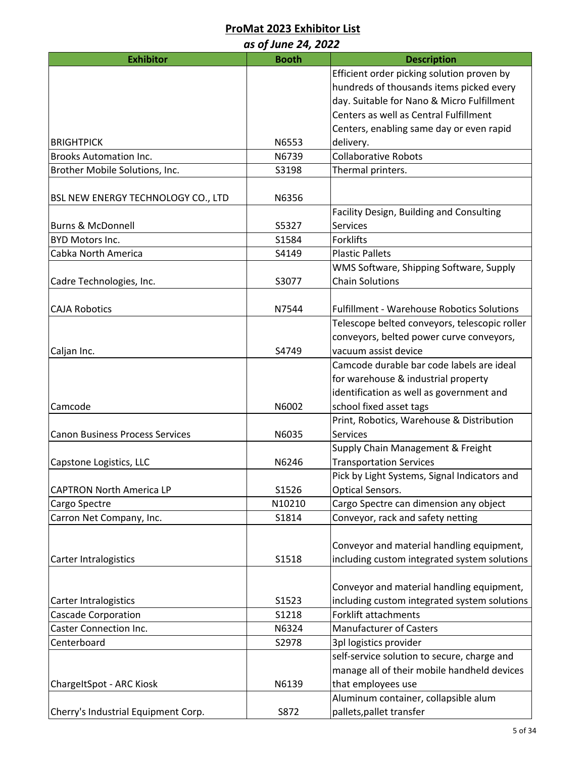# ProMat 2023 Exhibitor List

*as of June 24, 2022*

| Exhibitor | Booth | Description |
|---|---|---|
| BRIGHTPICK | N6553 | Efficient order picking solution proven by hundreds of thousands items picked every day. Suitable for Nano & Micro Fulfillment Centers as well as Central Fulfillment Centers, enabling same day or even rapid delivery. |
| Brooks Automation Inc. | N6739 | Collaborative Robots |
| Brother Mobile Solutions, Inc. | S3198 | Thermal printers. |
| BSL NEW ENERGY TECHNOLOGY CO., LTD | N6356 | |
| Burns & McDonnell | S5327 | Facility Design, Building and Consulting Services |
| BYD Motors Inc. | S1584 | Forklifts |
| Cabka North America | S4149 | Plastic Pallets |
| Cadre Technologies, Inc. | S3077 | WMS Software, Shipping Software, Supply Chain Solutions |
| CAJA Robotics | N7544 | Fulfillment - Warehouse Robotics Solutions |
| Caljan Inc. | S4749 | Telescope belted conveyors, telescopic roller conveyors, belted power curve conveyors, vacuum assist device |
| Camcode | N6002 | Camcode durable bar code labels are ideal for warehouse & industrial property identification as well as government and school fixed asset tags |
| Canon Business Process Services | N6035 | Print, Robotics, Warehouse & Distribution Services |
| Capstone Logistics, LLC | N6246 | Supply Chain Management & Freight Transportation Services |
| CAPTRON North America LP | S1526 | Pick by Light Systems, Signal Indicators and Optical Sensors. |
| Cargo Spectre | N10210 | Cargo Spectre can dimension any object |
| Carron Net Company, Inc. | S1814 | Conveyor, rack and safety netting |
| Carter Intralogistics | S1518 | Conveyor and material handling equipment, including custom integrated system solutions |
| Carter Intralogistics | S1523 | Conveyor and material handling equipment, including custom integrated system solutions |
| Cascade Corporation | S1218 | Forklift attachments |
| Caster Connection Inc. | N6324 | Manufacturer of Casters |
| Centerboard | S2978 | 3pl logistics provider |
| ChargeItSpot - ARC Kiosk | N6139 | self-service solution to secure, charge and manage all of their mobile handheld devices that employees use |
| Cherry's Industrial Equipment Corp. | S872 | Aluminum container, collapsible alum pallets,pallet transfer |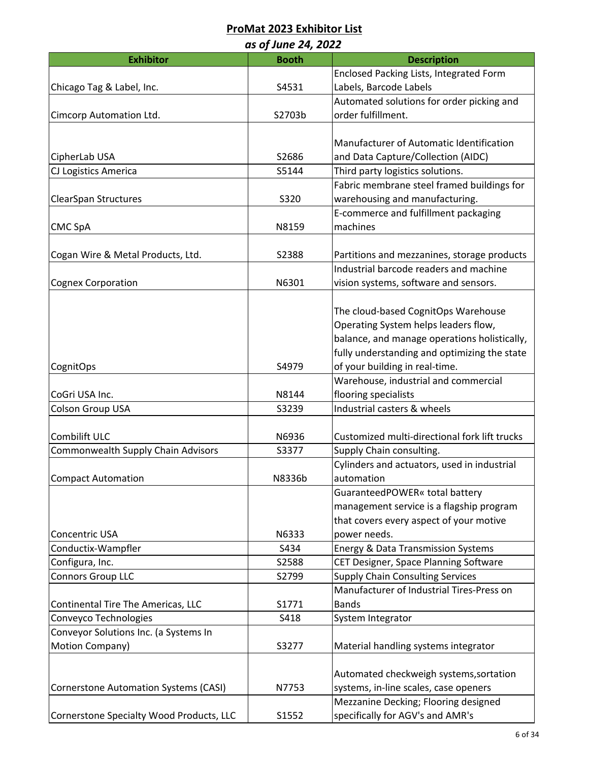# ProMat 2023 Exhibitor List

*as of June 24, 2022*

| Exhibitor | Booth | Description |
|---|---|---|
| Chicago Tag & Label, Inc. | S4531 | Enclosed Packing Lists, Integrated Form Labels, Barcode Labels |
| Cimcorp Automation Ltd. | S2703b | Automated solutions for order picking and order fulfillment. |
| CipherLab USA | S2686 | Manufacturer of Automatic Identification and Data Capture/Collection (AIDC) |
| CJ Logistics America | S5144 | Third party logistics solutions. |
| ClearSpan Structures | S320 | Fabric membrane steel framed buildings for warehousing and manufacturing. |
| CMC SpA | N8159 | E-commerce and fulfillment packaging machines |
| Cogan Wire & Metal Products, Ltd. | S2388 | Partitions and mezzanines, storage products |
| Cognex Corporation | N6301 | Industrial barcode readers and machine vision systems, software and sensors. |
| CognitOps | S4979 | The cloud-based CognitOps Warehouse Operating System helps leaders flow, balance, and manage operations holistically, fully understanding and optimizing the state of your building in real-time. |
| CoGri USA Inc. | N8144 | Warehouse, industrial and commercial flooring specialists |
| Colson Group USA | S3239 | Industrial casters & wheels |
| Combilift ULC | N6936 | Customized multi-directional fork lift trucks |
| Commonwealth Supply Chain Advisors | S3377 | Supply Chain consulting. |
| Compact Automation | N8336b | Cylinders and actuators, used in industrial automation |
| Concentric USA | N6333 | GuaranteedPOWER« total battery management service is a flagship program that covers every aspect of your motive power needs. |
| Conductix-Wampfler | S434 | Energy & Data Transmission Systems |
| Configura, Inc. | S2588 | CET Designer, Space Planning Software |
| Connors Group LLC | S2799 | Supply Chain Consulting Services |
| Continental Tire The Americas, LLC | S1771 | Manufacturer of Industrial Tires-Press on Bands |
| Conveyco Technologies | S418 | System Integrator |
| Conveyor Solutions Inc. (a Systems In Motion Company) | S3277 | Material handling systems integrator |
| Cornerstone Automation Systems (CASI) | N7753 | Automated checkweigh systems,sortation systems, in-line scales, case openers |
| Cornerstone Specialty Wood Products, LLC | S1552 | Mezzanine Decking; Flooring designed specifically for AGV's and AMR's |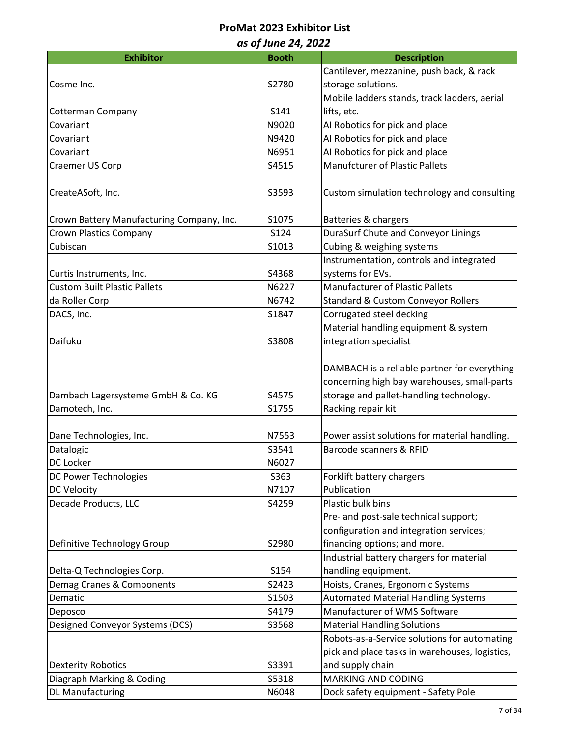# ProMat 2023 Exhibitor List

*as of June 24, 2022*

| Exhibitor | Booth | Description |
|---|---|---|
| Cosme Inc. | S2780 | Cantilever, mezzanine, push back, & rack storage solutions. |
| Cotterman Company | S141 | Mobile ladders stands, track ladders, aerial lifts, etc. |
| Covariant | N9020 | AI Robotics for pick and place |
| Covariant | N9420 | AI Robotics for pick and place |
| Covariant | N6951 | AI Robotics for pick and place |
| Craemer US Corp | S4515 | Manufcturer of Plastic Pallets |
| CreateASoft, Inc. | S3593 | Custom simulation technology and consulting |
| Crown Battery Manufacturing Company, Inc. | S1075 | Batteries & chargers |
| Crown Plastics Company | S124 | DuraSurf Chute and Conveyor Linings |
| Cubiscan | S1013 | Cubing & weighing systems |
| Curtis Instruments, Inc. | S4368 | Instrumentation, controls and integrated systems for EVs. |
| Custom Built Plastic Pallets | N6227 | Manufacturer of Plastic Pallets |
| da Roller Corp | N6742 | Standard & Custom Conveyor Rollers |
| DACS, Inc. | S1847 | Corrugated steel decking |
| Daifuku | S3808 | Material handling equipment & system integration specialist |
| Dambach Lagersysteme GmbH & Co. KG | S4575 | DAMBACH is a reliable partner for everything concerning high bay warehouses, small-parts storage and pallet-handling technology. |
| Damotech, Inc. | S1755 | Racking repair kit |
| Dane Technologies, Inc. | N7553 | Power assist solutions for material handling. |
| Datalogic | S3541 | Barcode scanners & RFID |
| DC Locker | N6027 | |
| DC Power Technologies | S363 | Forklift battery chargers |
| DC Velocity | N7107 | Publication |
| Decade Products, LLC | S4259 | Plastic bulk bins |
| Definitive Technology Group | S2980 | Pre- and post-sale technical support; configuration and integration services; financing options; and more. |
| Delta-Q Technologies Corp. | S154 | Industrial battery chargers for material handling equipment. |
| Demag Cranes & Components | S2423 | Hoists, Cranes, Ergonomic Systems |
| Dematic | S1503 | Automated Material Handling Systems |
| Deposco | S4179 | Manufacturer of WMS Software |
| Designed Conveyor Systems (DCS) | S3568 | Material Handling Solutions |
| Dexterity Robotics | S3391 | Robots-as-a-Service solutions for automating pick and place tasks in warehouses, logistics, and supply chain |
| Diagraph Marking & Coding | S5318 | MARKING AND CODING |
| DL Manufacturing | N6048 | Dock safety equipment - Safety Pole |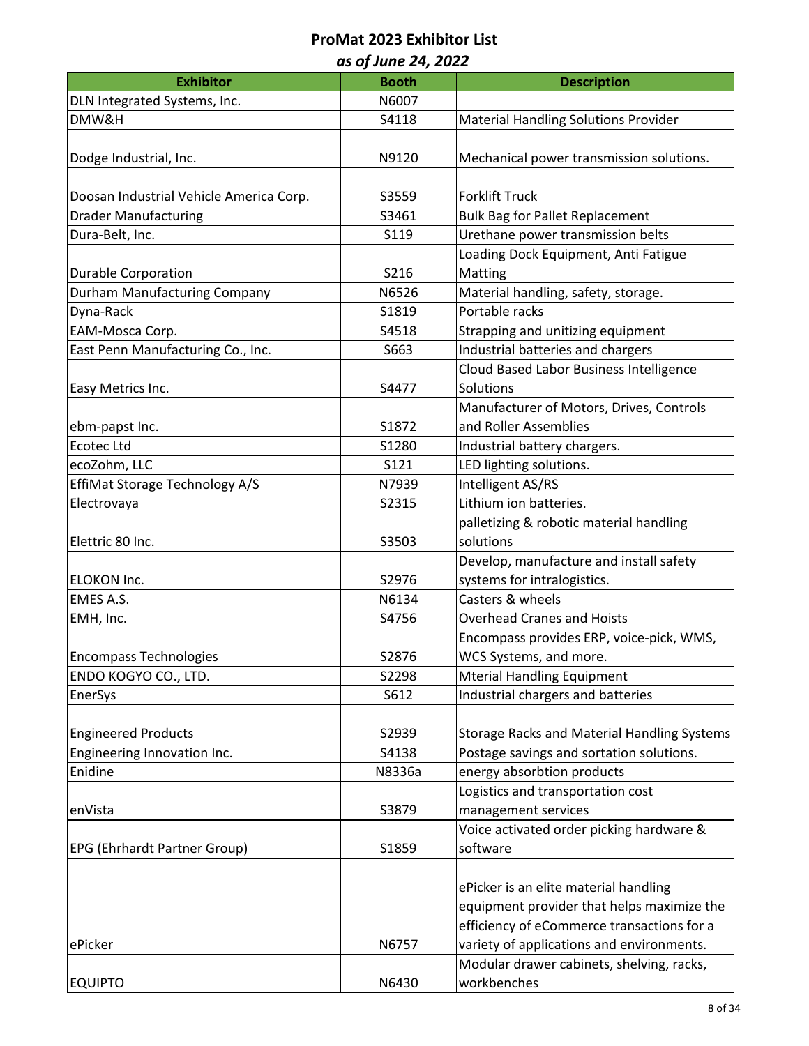**ProMat 2023 Exhibitor List**

***as of June 24, 2022***

| Exhibitor | Booth | Description |
|---|---|---|
| DLN Integrated Systems, Inc. | N6007 | |
| DMW&H | S4118 | Material Handling Solutions Provider |
| Dodge Industrial, Inc. | N9120 | Mechanical power transmission solutions. |
| Doosan Industrial Vehicle America Corp. | S3559 | Forklift Truck |
| Drader Manufacturing | S3461 | Bulk Bag for Pallet Replacement |
| Dura-Belt, Inc. | S119 | Urethane power transmission belts |
| Durable Corporation | S216 | Loading Dock Equipment, Anti Fatigue Matting |
| Durham Manufacturing Company | N6526 | Material handling, safety, storage. |
| Dyna-Rack | S1819 | Portable racks |
| EAM-Mosca Corp. | S4518 | Strapping and unitizing equipment |
| East Penn Manufacturing Co., Inc. | S663 | Industrial batteries and chargers |
| Easy Metrics Inc. | S4477 | Cloud Based Labor Business Intelligence Solutions |
| ebm-papst Inc. | S1872 | Manufacturer of Motors, Drives, Controls and Roller Assemblies |
| Ecotec Ltd | S1280 | Industrial battery chargers. |
| ecoZohm, LLC | S121 | LED lighting solutions. |
| EffiMat Storage Technology A/S | N7939 | Intelligent AS/RS |
| Electrovaya | S2315 | Lithium ion batteries. |
| Elettric 80 Inc. | S3503 | palletizing & robotic material handling solutions |
| ELOKON Inc. | S2976 | Develop, manufacture and install safety systems for intralogistics. |
| EMES A.S. | N6134 | Casters & wheels |
| EMH, Inc. | S4756 | Overhead Cranes and Hoists |
| Encompass Technologies | S2876 | Encompass provides ERP, voice-pick, WMS, WCS Systems, and more. |
| ENDO KOGYO CO., LTD. | S2298 | Mterial Handling Equipment |
| EnerSys | S612 | Industrial chargers and batteries |
| Engineered Products | S2939 | Storage Racks and Material Handling Systems |
| Engineering Innovation Inc. | S4138 | Postage savings and sortation solutions. |
| Enidine | N8336a | energy absorbtion products |
| enVista | S3879 | Logistics and transportation cost management services |
| EPG (Ehrhardt Partner Group) | S1859 | Voice activated order picking hardware & software |
| ePicker | N6757 | ePicker is an elite material handling equipment provider that helps maximize the efficiency of eCommerce transactions for a variety of applications and environments. |
| EQUIPTO | N6430 | Modular drawer cabinets, shelving, racks, workbenches |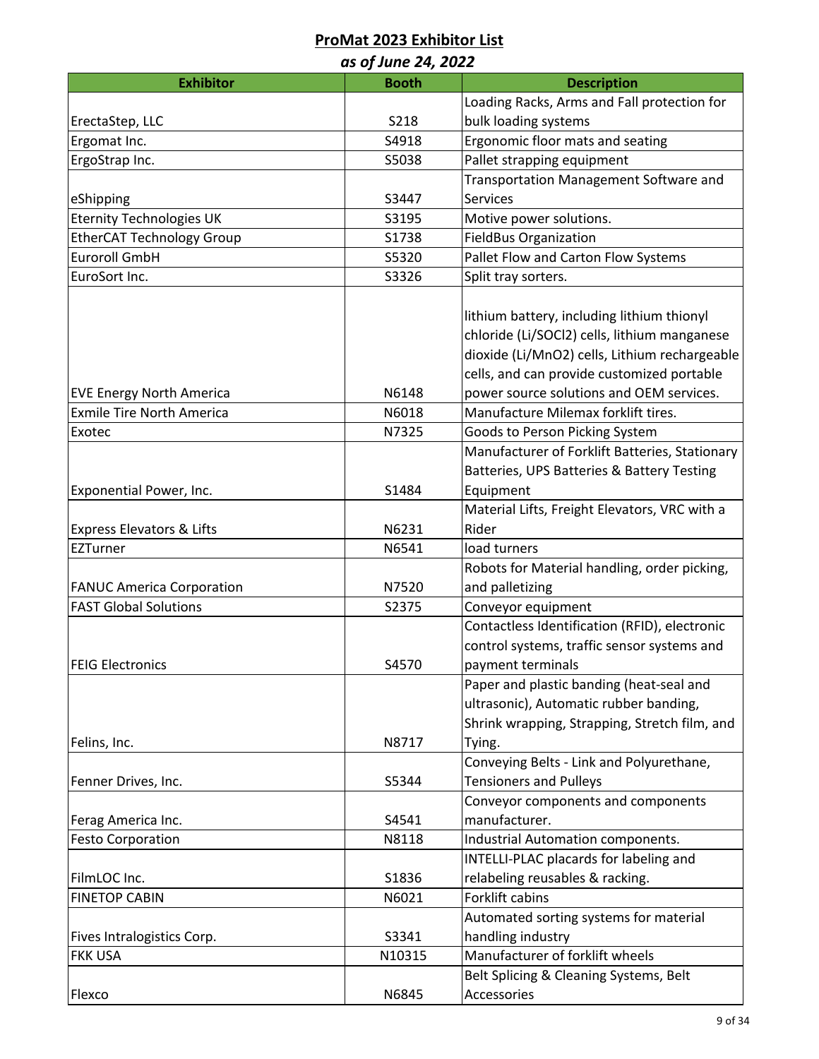## ProMat 2023 Exhibitor List

*as of June 24, 2022*

| Exhibitor | Booth | Description |
|---|---|---|
| ErectaStep, LLC | S218 | Loading Racks, Arms and Fall protection for bulk loading systems |
| Ergomat Inc. | S4918 | Ergonomic floor mats and seating |
| ErgoStrap Inc. | S5038 | Pallet strapping equipment |
| eShipping | S3447 | Transportation Management Software and Services |
| Eternity Technologies UK | S3195 | Motive power solutions. |
| EtherCAT Technology Group | S1738 | FieldBus Organization |
| Euroroll GmbH | S5320 | Pallet Flow and Carton Flow Systems |
| EuroSort Inc. | S3326 | Split tray sorters. |
| EVE Energy North America | N6148 | lithium battery, including lithium thionyl chloride (Li/SOCl2) cells, lithium manganese dioxide (Li/MnO2) cells, Lithium rechargeable cells, and can provide customized portable power source solutions and OEM services. |
| Exmile Tire North America | N6018 | Manufacture Milemax forklift tires. |
| Exotec | N7325 | Goods to Person Picking System |
| Exponential Power, Inc. | S1484 | Manufacturer of Forklift Batteries, Stationary Batteries, UPS Batteries & Battery Testing Equipment |
| Express Elevators & Lifts | N6231 | Material Lifts, Freight Elevators, VRC with a Rider |
| EZTurner | N6541 | load turners |
| FANUC America Corporation | N7520 | Robots for Material handling, order picking, and palletizing |
| FAST Global Solutions | S2375 | Conveyor equipment |
| FEIG Electronics | S4570 | Contactless Identification (RFID), electronic control systems, traffic sensor systems and payment terminals |
| Felins, Inc. | N8717 | Paper and plastic banding (heat-seal and ultrasonic), Automatic rubber banding, Shrink wrapping, Strapping, Stretch film, and Tying. |
| Fenner Drives, Inc. | S5344 | Conveying Belts - Link and Polyurethane, Tensioners and Pulleys |
| Ferag America Inc. | S4541 | Conveyor components and components manufacturer. |
| Festo Corporation | N8118 | Industrial Automation components. |
| FilmLOC Inc. | S1836 | INTELLI-PLAC placards for labeling and relabeling reusables & racking. |
| FINETOP CABIN | N6021 | Forklift cabins |
| Fives Intralogistics Corp. | S3341 | Automated sorting systems for material handling industry |
| FKK USA | N10315 | Manufacturer of forklift wheels |
| Flexco | N6845 | Belt Splicing & Cleaning Systems, Belt Accessories |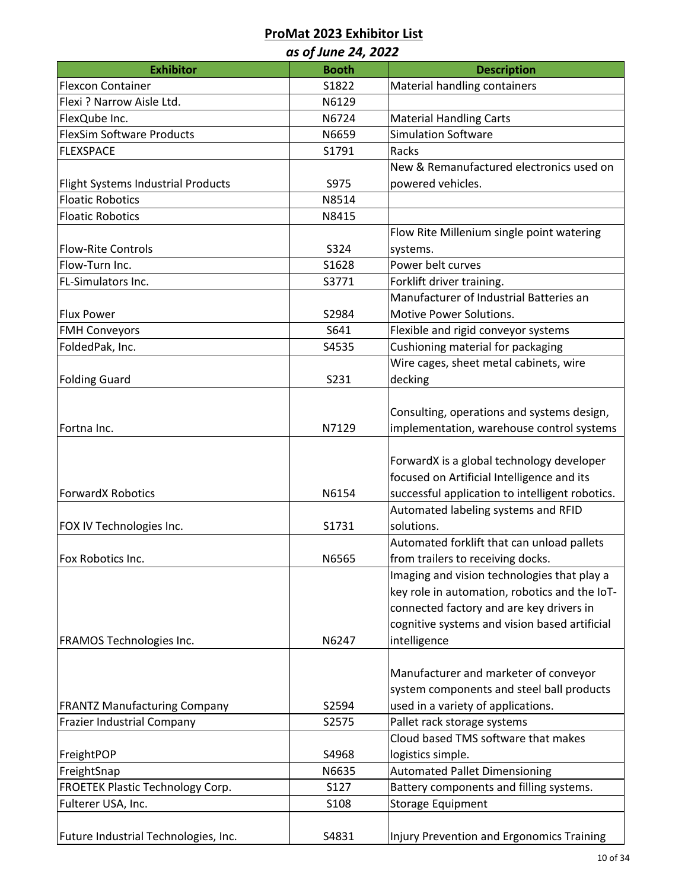## ProMat 2023 Exhibitor List

### *as of June 24, 2022*

| Exhibitor | Booth | Description |
|---|---|---|
| Flexcon Container | S1822 | Material handling containers |
| Flexi ? Narrow Aisle Ltd. | N6129 | |
| FlexQube Inc. | N6724 | Material Handling Carts |
| FlexSim Software Products | N6659 | Simulation Software |
| FLEXSPACE | S1791 | Racks |
| Flight Systems Industrial Products | S975 | New & Remanufactured electronics used on powered vehicles. |
| Floatic Robotics | N8514 | |
| Floatic Robotics | N8415 | |
| Flow-Rite Controls | S324 | Flow Rite Millenium single point watering systems. |
| Flow-Turn Inc. | S1628 | Power belt curves |
| FL-Simulators Inc. | S3771 | Forklift driver training. |
| Flux Power | S2984 | Manufacturer of Industrial Batteries an Motive Power Solutions. |
| FMH Conveyors | S641 | Flexible and rigid conveyor systems |
| FoldedPak, Inc. | S4535 | Cushioning material for packaging |
| Folding Guard | S231 | Wire cages, sheet metal cabinets, wire decking |
| Fortna Inc. | N7129 | Consulting, operations and systems design, implementation, warehouse control systems |
| ForwardX Robotics | N6154 | ForwardX is a global technology developer focused on Artificial Intelligence and its successful application to intelligent robotics. |
| FOX IV Technologies Inc. | S1731 | Automated labeling systems and RFID solutions. |
| Fox Robotics Inc. | N6565 | Automated forklift that can unload pallets from trailers to receiving docks. |
| FRAMOS Technologies Inc. | N6247 | Imaging and vision technologies that play a key role in automation, robotics and the IoT-connected factory and are key drivers in cognitive systems and vision based artificial intelligence |
| FRANTZ Manufacturing Company | S2594 | Manufacturer and marketer of conveyor system components and steel ball products used in a variety of applications. |
| Frazier Industrial Company | S2575 | Pallet rack storage systems |
| FreightPOP | S4968 | Cloud based TMS software that makes logistics simple. |
| FreightSnap | N6635 | Automated Pallet Dimensioning |
| FROETEK Plastic Technology Corp. | S127 | Battery components and filling systems. |
| Fulterer USA, Inc. | S108 | Storage Equipment |
| Future Industrial Technologies, Inc. | S4831 | Injury Prevention and Ergonomics Training |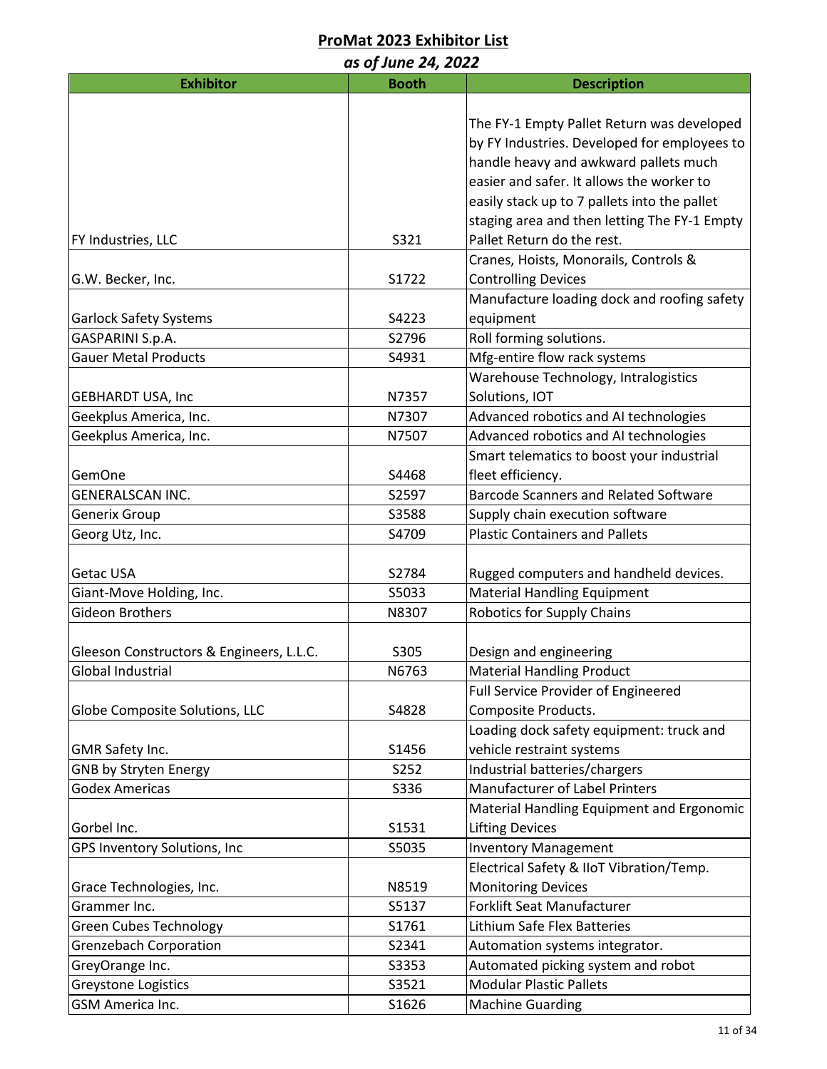# ProMat 2023 Exhibitor List

*as of June 24, 2022*

| Exhibitor | Booth | Description |
|---|---|---|
| FY Industries, LLC | S321 | The FY-1 Empty Pallet Return was developed by FY Industries. Developed for employees to handle heavy and awkward pallets much easier and safer. It allows the worker to easily stack up to 7 pallets into the pallet staging area and then letting The FY-1 Empty Pallet Return do the rest. |
| G.W. Becker, Inc. | S1722 | Cranes, Hoists, Monorails, Controls & Controlling Devices |
| Garlock Safety Systems | S4223 | Manufacture loading dock and roofing safety equipment |
| GASPARINI S.p.A. | S2796 | Roll forming solutions. |
| Gauer Metal Products | S4931 | Mfg-entire flow rack systems |
| GEBHARDT USA, Inc | N7357 | Warehouse Technology, Intralogistics Solutions, IOT |
| Geekplus America, Inc. | N7307 | Advanced robotics and AI technologies |
| Geekplus America, Inc. | N7507 | Advanced robotics and AI technologies |
| GemOne | S4468 | Smart telematics to boost your industrial fleet efficiency. |
| GENERALSCAN INC. | S2597 | Barcode Scanners and Related Software |
| Generix Group | S3588 | Supply chain execution software |
| Georg Utz, Inc. | S4709 | Plastic Containers and Pallets |
| Getac USA | S2784 | Rugged computers and handheld devices. |
| Giant-Move Holding, Inc. | S5033 | Material Handling Equipment |
| Gideon Brothers | N8307 | Robotics for Supply Chains |
| Gleeson Constructors & Engineers, L.L.C. | S305 | Design and engineering |
| Global Industrial | N6763 | Material Handling Product |
| Globe Composite Solutions, LLC | S4828 | Full Service Provider of Engineered Composite Products. |
| GMR Safety Inc. | S1456 | Loading dock safety equipment: truck and vehicle restraint systems |
| GNB by Stryten Energy | S252 | Industrial batteries/chargers |
| Godex Americas | S336 | Manufacturer of Label Printers |
| Gorbel Inc. | S1531 | Material Handling Equipment and Ergonomic Lifting Devices |
| GPS Inventory Solutions, Inc | S5035 | Inventory Management |
| Grace Technologies, Inc. | N8519 | Electrical Safety & IIoT Vibration/Temp. Monitoring Devices |
| Grammer Inc. | S5137 | Forklift Seat Manufacturer |
| Green Cubes Technology | S1761 | Lithium Safe Flex Batteries |
| Grenzebach Corporation | S2341 | Automation systems integrator. |
| GreyOrange Inc. | S3353 | Automated picking system and robot |
| Greystone Logistics | S3521 | Modular Plastic Pallets |
| GSM America Inc. | S1626 | Machine Guarding |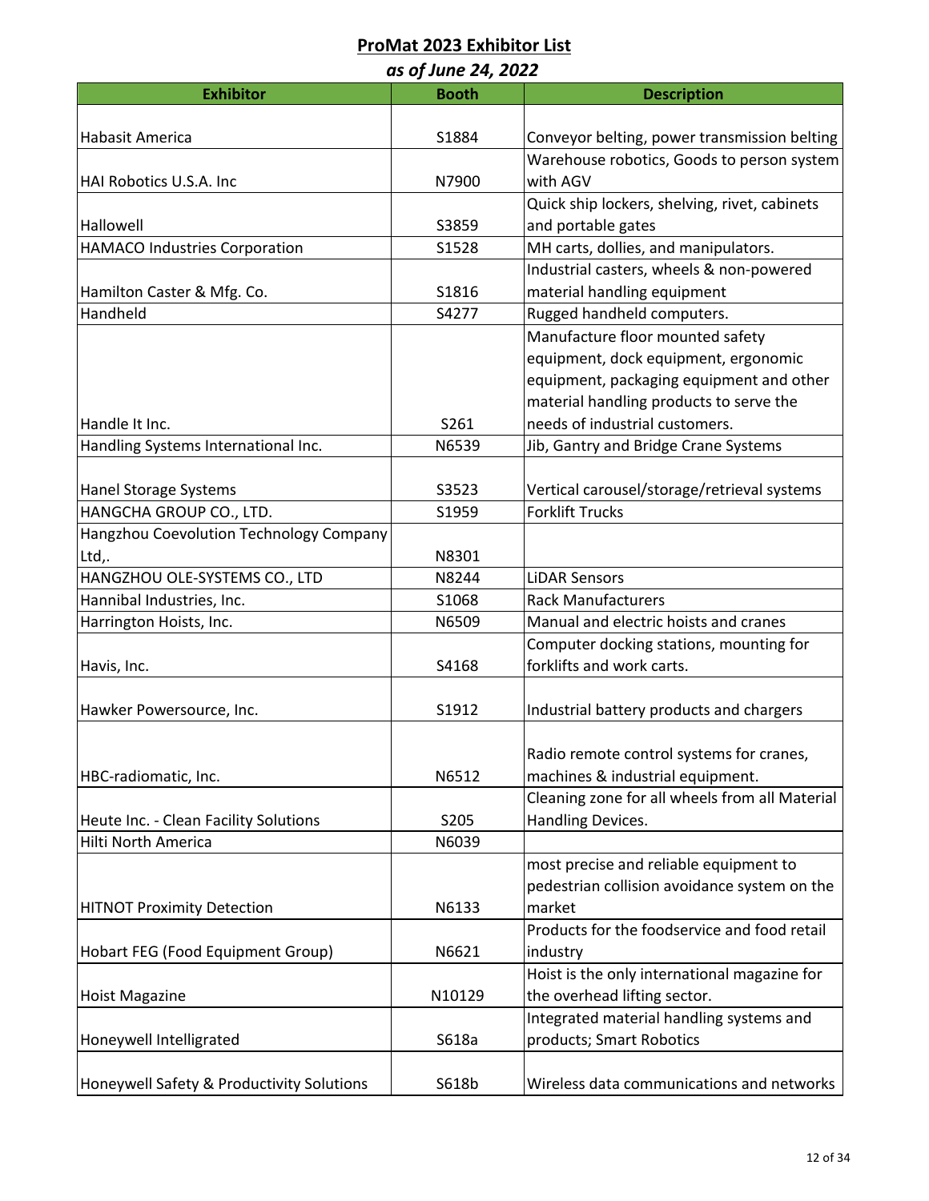**ProMat 2023 Exhibitor List**

***as of June 24, 2022***

| Exhibitor | Booth | Description |
|---|---|---|
| Habasit America | S1884 | Conveyor belting, power transmission belting |
| HAI Robotics U.S.A. Inc | N7900 | Warehouse robotics, Goods to person system with AGV |
| Hallowell | S3859 | Quick ship lockers, shelving, rivet, cabinets and portable gates |
| HAMACO Industries Corporation | S1528 | MH carts, dollies, and manipulators. |
| Hamilton Caster & Mfg. Co. | S1816 | Industrial casters, wheels & non-powered material handling equipment |
| Handheld | S4277 | Rugged handheld computers. |
| Handle It Inc. | S261 | Manufacture floor mounted safety equipment, dock equipment, ergonomic equipment, packaging equipment and other material handling products to serve the needs of industrial customers. |
| Handling Systems International Inc. | N6539 | Jib, Gantry and Bridge Crane Systems |
| Hanel Storage Systems | S3523 | Vertical carousel/storage/retrieval systems |
| HANGCHA GROUP CO., LTD. | S1959 | Forklift Trucks |
| Hangzhou Coevolution Technology Company Ltd,. | N8301 | |
| HANGZHOU OLE-SYSTEMS CO., LTD | N8244 | LiDAR Sensors |
| Hannibal Industries, Inc. | S1068 | Rack Manufacturers |
| Harrington Hoists, Inc. | N6509 | Manual and electric hoists and cranes |
| Havis, Inc. | S4168 | Computer docking stations, mounting for forklifts and work carts. |
| Hawker Powersource, Inc. | S1912 | Industrial battery products and chargers |
| HBC-radiomatic, Inc. | N6512 | Radio remote control systems for cranes, machines & industrial equipment. |
| Heute Inc. - Clean Facility Solutions | S205 | Cleaning zone for all wheels from all Material Handling Devices. |
| Hilti North America | N6039 | |
| HITNOT Proximity Detection | N6133 | most precise and reliable equipment to pedestrian collision avoidance system on the market |
| Hobart FEG (Food Equipment Group) | N6621 | Products for the foodservice and food retail industry |
| Hoist Magazine | N10129 | Hoist is the only international magazine for the overhead lifting sector. |
| Honeywell Intelligrated | S618a | Integrated material handling systems and products; Smart Robotics |
| Honeywell Safety & Productivity Solutions | S618b | Wireless data communications and networks |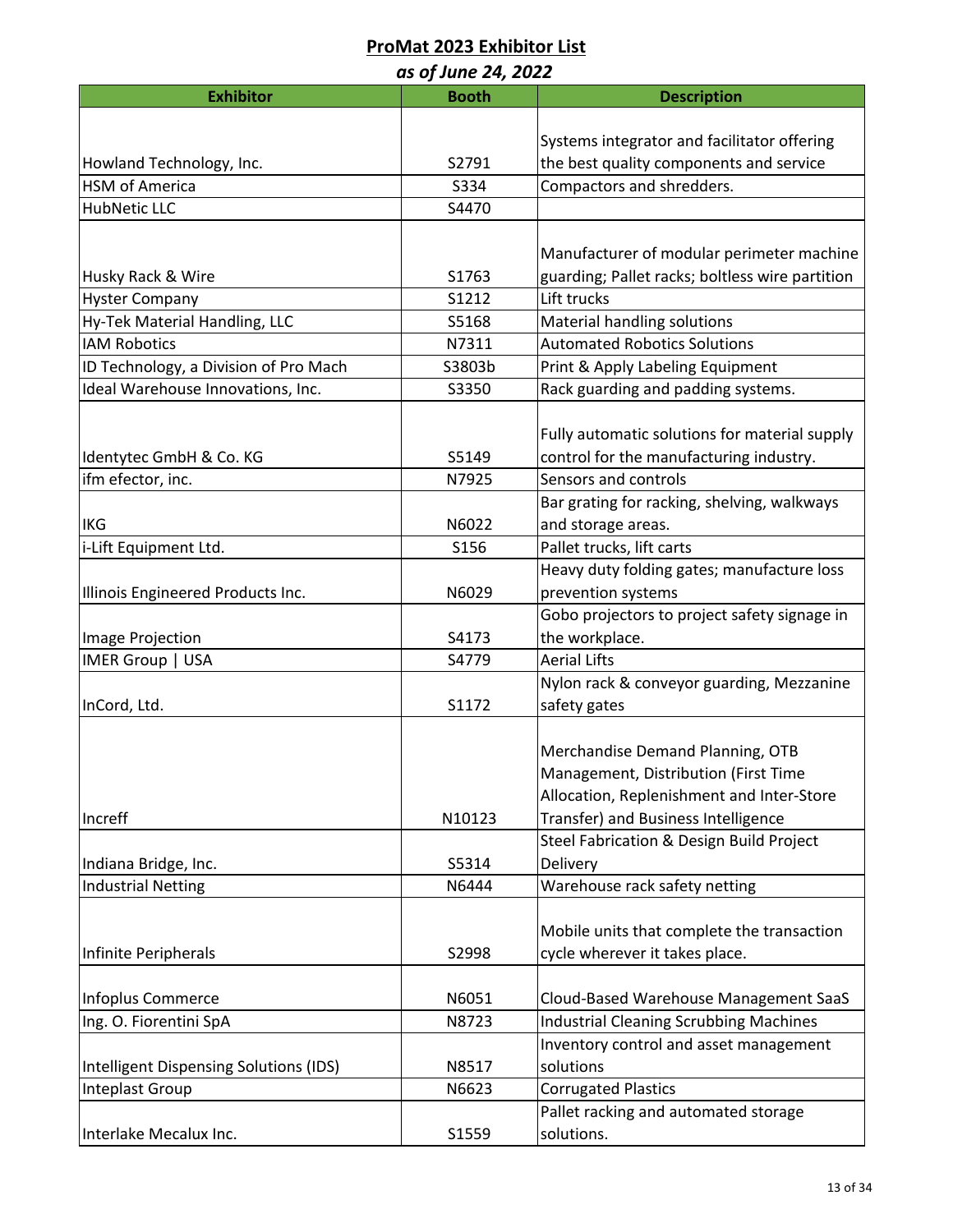## ProMat 2023 Exhibitor List

*as of June 24, 2022*

| Exhibitor | Booth | Description |
|---|---|---|
| Howland Technology, Inc. | S2791 | Systems integrator and facilitator offering the best quality components and service |
| HSM of America | S334 | Compactors and shredders. |
| HubNetic LLC | S4470 | |
| Husky Rack & Wire | S1763 | Manufacturer of modular perimeter machine guarding; Pallet racks; boltless wire partition |
| Hyster Company | S1212 | Lift trucks |
| Hy-Tek Material Handling, LLC | S5168 | Material handling solutions |
| IAM Robotics | N7311 | Automated Robotics Solutions |
| ID Technology, a Division of Pro Mach | S3803b | Print & Apply Labeling Equipment |
| Ideal Warehouse Innovations, Inc. | S3350 | Rack guarding and padding systems. |
| Identytec GmbH & Co. KG | S5149 | Fully automatic solutions for material supply control for the manufacturing industry. |
| ifm efector, inc. | N7925 | Sensors and controls |
| IKG | N6022 | Bar grating for racking, shelving, walkways and storage areas. |
| i-Lift Equipment Ltd. | S156 | Pallet trucks, lift carts |
| Illinois Engineered Products Inc. | N6029 | Heavy duty folding gates; manufacture loss prevention systems |
| Image Projection | S4173 | Gobo projectors to project safety signage in the workplace. |
| IMER Group \| USA | S4779 | Aerial Lifts |
| InCord, Ltd. | S1172 | Nylon rack & conveyor guarding, Mezzanine safety gates |
| Increff | N10123 | Merchandise Demand Planning, OTB Management, Distribution (First Time Allocation, Replenishment and Inter-Store Transfer) and Business Intelligence |
| Indiana Bridge, Inc. | S5314 | Steel Fabrication & Design Build Project Delivery |
| Industrial Netting | N6444 | Warehouse rack safety netting |
| Infinite Peripherals | S2998 | Mobile units that complete the transaction cycle wherever it takes place. |
| Infoplus Commerce | N6051 | Cloud-Based Warehouse Management SaaS |
| Ing. O. Fiorentini SpA | N8723 | Industrial Cleaning Scrubbing Machines |
| Intelligent Dispensing Solutions (IDS) | N8517 | Inventory control and asset management solutions |
| Inteplast Group | N6623 | Corrugated Plastics |
| Interlake Mecalux Inc. | S1559 | Pallet racking and automated storage solutions. |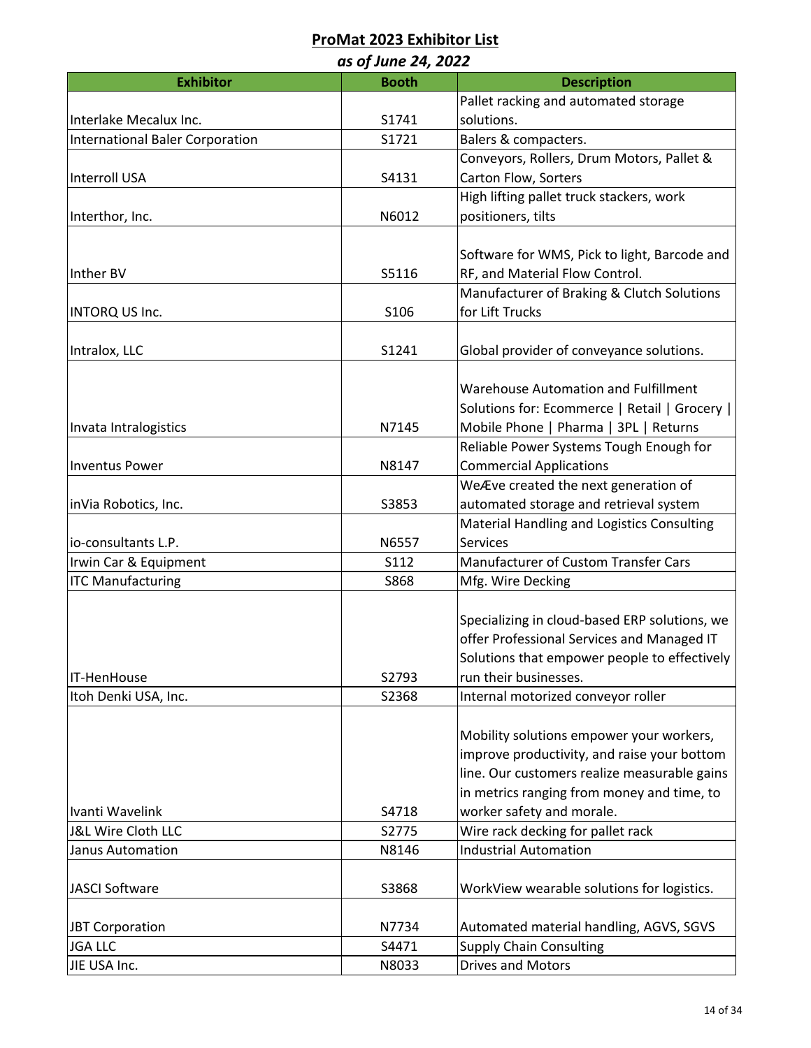# ProMat 2023 Exhibitor List

*as of June 24, 2022*

| Exhibitor | Booth | Description |
| --- | --- | --- |
| Interlake Mecalux Inc. | S1741 | Pallet racking and automated storage solutions. |
| International Baler Corporation | S1721 | Balers & compacters. |
| Interroll USA | S4131 | Conveyors, Rollers, Drum Motors, Pallet & Carton Flow, Sorters |
| Interthor, Inc. | N6012 | High lifting pallet truck stackers, work positioners, tilts |
| Inther BV | S5116 | Software for WMS, Pick to light, Barcode and RF, and Material Flow Control. |
| INTORQ US Inc. | S106 | Manufacturer of Braking & Clutch Solutions for Lift Trucks |
| Intralox, LLC | S1241 | Global provider of conveyance solutions. |
| Invata Intralogistics | N7145 | Warehouse Automation and Fulfillment Solutions for: Ecommerce \| Retail \| Grocery \| Mobile Phone \| Pharma \| 3PL \| Returns |
| Inventus Power | N8147 | Reliable Power Systems Tough Enough for Commercial Applications |
| inVia Robotics, Inc. | S3853 | WeÆve created the next generation of automated storage and retrieval system |
| io-consultants L.P. | N6557 | Material Handling and Logistics Consulting Services |
| Irwin Car & Equipment | S112 | Manufacturer of Custom Transfer Cars |
| ITC Manufacturing | S868 | Mfg. Wire Decking |
| IT-HenHouse | S2793 | Specializing in cloud-based ERP solutions, we offer Professional Services and Managed IT Solutions that empower people to effectively run their businesses. |
| Itoh Denki USA, Inc. | S2368 | Internal motorized conveyor roller |
| Ivanti Wavelink | S4718 | Mobility solutions empower your workers, improve productivity, and raise your bottom line. Our customers realize measurable gains in metrics ranging from money and time, to worker safety and morale. |
| J&L Wire Cloth LLC | S2775 | Wire rack decking for pallet rack |
| Janus Automation | N8146 | Industrial Automation |
| JASCI Software | S3868 | WorkView wearable solutions for logistics. |
| JBT Corporation | N7734 | Automated material handling, AGVS, SGVS |
| JGA LLC | S4471 | Supply Chain Consulting |
| JIE USA Inc. | N8033 | Drives and Motors |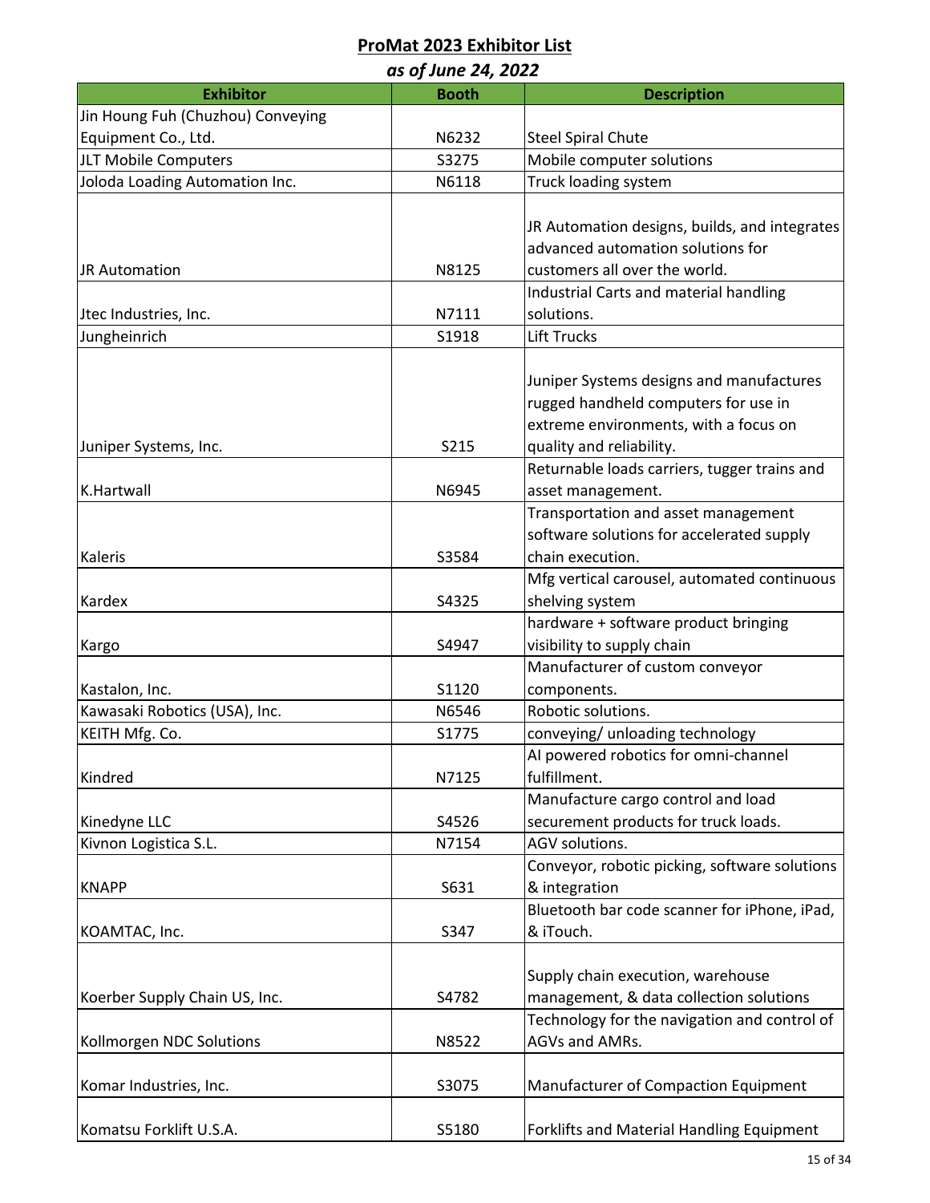## ProMat 2023 Exhibitor List

*as of June 24, 2022*

| Exhibitor | Booth | Description |
|---|---|---|
| Jin Houng Fuh (Chuzhou) Conveying Equipment Co., Ltd. | N6232 | Steel Spiral Chute |
| JLT Mobile Computers | S3275 | Mobile computer solutions |
| Joloda Loading Automation Inc. | N6118 | Truck loading system |
| JR Automation | N8125 | JR Automation designs, builds, and integrates advanced automation solutions for customers all over the world. |
| Jtec Industries, Inc. | N7111 | Industrial Carts and material handling solutions. |
| Jungheinrich | S1918 | Lift Trucks |
| Juniper Systems, Inc. | S215 | Juniper Systems designs and manufactures rugged handheld computers for use in extreme environments, with a focus on quality and reliability. |
| K.Hartwall | N6945 | Returnable loads carriers, tugger trains and asset management. |
| Kaleris | S3584 | Transportation and asset management software solutions for accelerated supply chain execution. |
| Kardex | S4325 | Mfg vertical carousel, automated continuous shelving system |
| Kargo | S4947 | hardware + software product bringing visibility to supply chain |
| Kastalon, Inc. | S1120 | Manufacturer of custom conveyor components. |
| Kawasaki Robotics (USA), Inc. | N6546 | Robotic solutions. |
| KEITH Mfg. Co. | S1775 | conveying/ unloading technology |
| Kindred | N7125 | AI powered robotics for omni-channel fulfillment. |
| Kinedyne LLC | S4526 | Manufacture cargo control and load securement products for truck loads. |
| Kivnon Logistica S.L. | N7154 | AGV solutions. |
| KNAPP | S631 | Conveyor, robotic picking, software solutions & integration |
| KOAMTAC, Inc. | S347 | Bluetooth bar code scanner for iPhone, iPad, & iTouch. |
| Koerber Supply Chain US, Inc. | S4782 | Supply chain execution, warehouse management, & data collection solutions |
| Kollmorgen NDC Solutions | N8522 | Technology for the navigation and control of AGVs and AMRs. |
| Komar Industries, Inc. | S3075 | Manufacturer of Compaction Equipment |
| Komatsu Forklift U.S.A. | S5180 | Forklifts and Material Handling Equipment |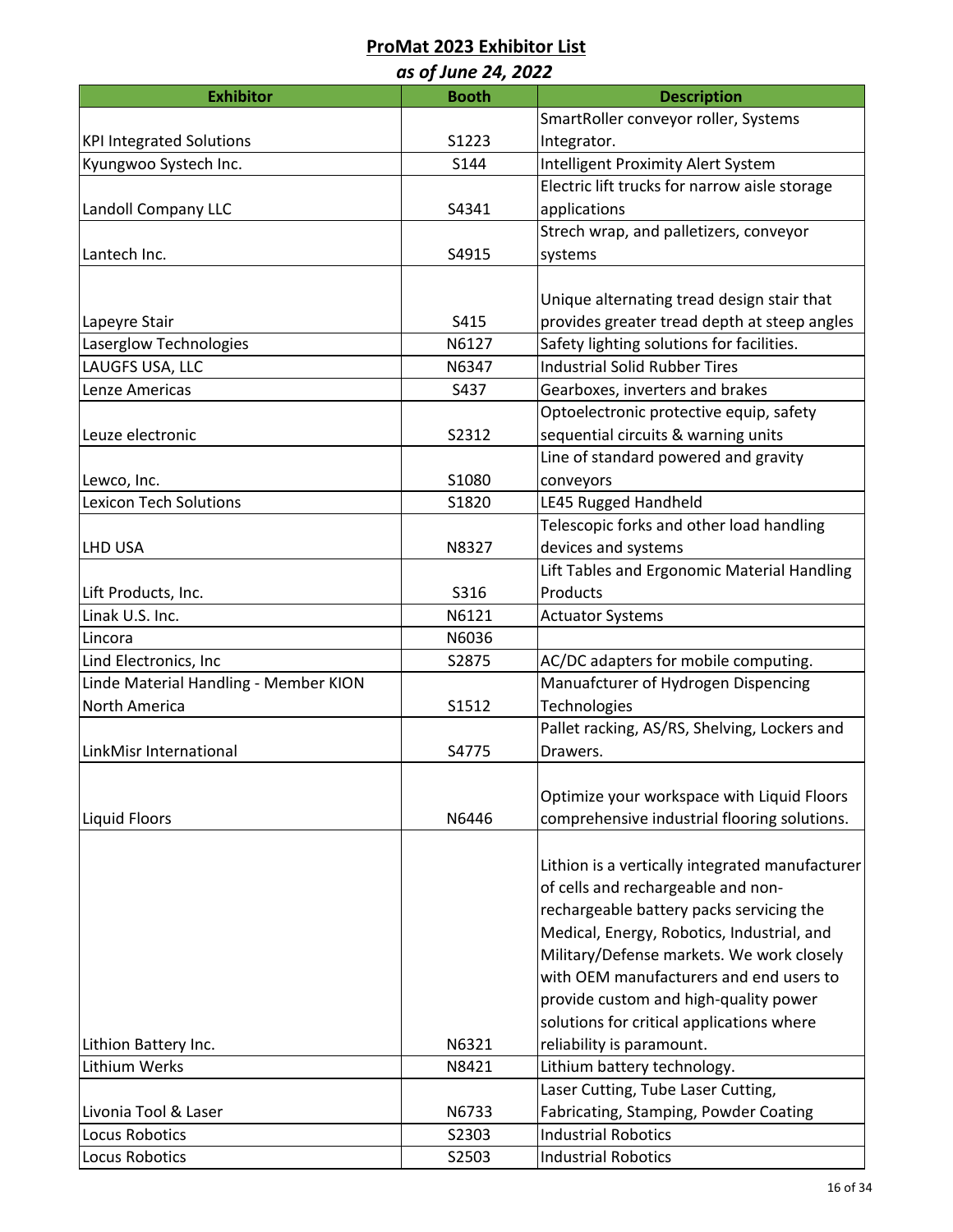**ProMat 2023 Exhibitor List**

***as of June 24, 2022***

| Exhibitor | Booth | Description |
|---|---|---|
| KPI Integrated Solutions | S1223 | SmartRoller conveyor roller, Systems Integrator. |
| Kyungwoo Systech Inc. | S144 | Intelligent Proximity Alert System |
| Landoll Company LLC | S4341 | Electric lift trucks for narrow aisle storage applications |
| Lantech Inc. | S4915 | Strech wrap, and palletizers, conveyor systems |
| Lapeyre Stair | S415 | Unique alternating tread design stair that provides greater tread depth at steep angles |
| Laserglow Technologies | N6127 | Safety lighting solutions for facilities. |
| LAUGFS USA, LLC | N6347 | Industrial Solid Rubber Tires |
| Lenze Americas | S437 | Gearboxes, inverters and brakes |
| Leuze electronic | S2312 | Optoelectronic protective equip, safety sequential circuits & warning units |
| Lewco, Inc. | S1080 | Line of standard powered and gravity conveyors |
| Lexicon Tech Solutions | S1820 | LE45 Rugged Handheld |
| LHD USA | N8327 | Telescopic forks and other load handling devices and systems |
| Lift Products, Inc. | S316 | Lift Tables and Ergonomic Material Handling Products |
| Linak U.S. Inc. | N6121 | Actuator Systems |
| Lincora | N6036 | |
| Lind Electronics, Inc | S2875 | AC/DC adapters for mobile computing. |
| Linde Material Handling - Member KION North America | S1512 | Manuafcturer of Hydrogen Dispencing Technologies |
| LinkMisr International | S4775 | Pallet racking, AS/RS, Shelving, Lockers and Drawers. |
| Liquid Floors | N6446 | Optimize your workspace with Liquid Floors comprehensive industrial flooring solutions. |
| Lithion Battery Inc. | N6321 | Lithion is a vertically integrated manufacturer of cells and rechargeable and non-rechargeable battery packs servicing the Medical, Energy, Robotics, Industrial, and Military/Defense markets. We work closely with OEM manufacturers and end users to provide custom and high-quality power solutions for critical applications where reliability is paramount. |
| Lithium Werks | N8421 | Lithium battery technology. |
| Livonia Tool & Laser | N6733 | Laser Cutting, Tube Laser Cutting, Fabricating, Stamping, Powder Coating |
| Locus Robotics | S2303 | Industrial Robotics |
| Locus Robotics | S2503 | Industrial Robotics |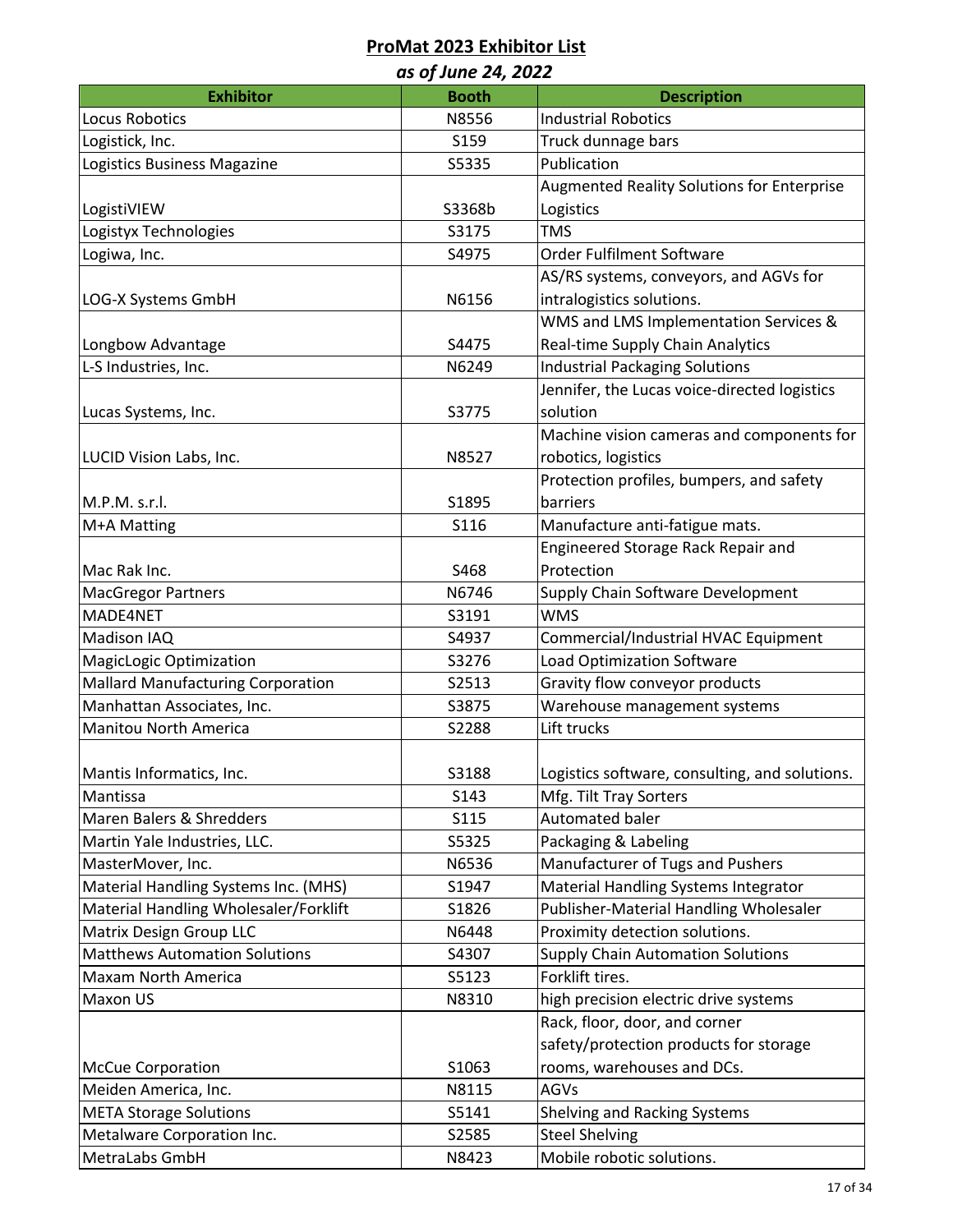**ProMat 2023 Exhibitor List**

***as of June 24, 2022***

| Exhibitor | Booth | Description |
|---|---|---|
| Locus Robotics | N8556 | Industrial Robotics |
| Logistick, Inc. | S159 | Truck dunnage bars |
| Logistics Business Magazine | S5335 | Publication |
| LogistiVIEW | S3368b | Augmented Reality Solutions for Enterprise Logistics |
| Logistyx Technologies | S3175 | TMS |
| Logiwa, Inc. | S4975 | Order Fulfilment Software |
| LOG-X Systems GmbH | N6156 | AS/RS systems, conveyors, and AGVs for intralogistics solutions. |
| Longbow Advantage | S4475 | WMS and LMS Implementation Services & Real-time Supply Chain Analytics |
| L-S Industries, Inc. | N6249 | Industrial Packaging Solutions |
| Lucas Systems, Inc. | S3775 | Jennifer, the Lucas voice-directed logistics solution |
| LUCID Vision Labs, Inc. | N8527 | Machine vision cameras and components for robotics, logistics |
| M.P.M. s.r.l. | S1895 | Protection profiles, bumpers, and safety barriers |
| M+A Matting | S116 | Manufacture anti-fatigue mats. |
| Mac Rak Inc. | S468 | Engineered Storage Rack Repair and Protection |
| MacGregor Partners | N6746 | Supply Chain Software Development |
| MADE4NET | S3191 | WMS |
| Madison IAQ | S4937 | Commercial/Industrial HVAC Equipment |
| MagicLogic Optimization | S3276 | Load Optimization Software |
| Mallard Manufacturing Corporation | S2513 | Gravity flow conveyor products |
| Manhattan Associates, Inc. | S3875 | Warehouse management systems |
| Manitou North America | S2288 | Lift trucks |
| Mantis Informatics, Inc. | S3188 | Logistics software, consulting, and solutions. |
| Mantissa | S143 | Mfg. Tilt Tray Sorters |
| Maren Balers & Shredders | S115 | Automated baler |
| Martin Yale Industries, LLC. | S5325 | Packaging & Labeling |
| MasterMover, Inc. | N6536 | Manufacturer of Tugs and Pushers |
| Material Handling Systems Inc. (MHS) | S1947 | Material Handling Systems Integrator |
| Material Handling Wholesaler/Forklift | S1826 | Publisher-Material Handling Wholesaler |
| Matrix Design Group LLC | N6448 | Proximity detection solutions. |
| Matthews Automation Solutions | S4307 | Supply Chain Automation Solutions |
| Maxam North America | S5123 | Forklift tires. |
| Maxon US | N8310 | high precision electric drive systems |
| McCue Corporation | S1063 | Rack, floor, door, and corner safety/protection products for storage rooms, warehouses and DCs. |
| Meiden America, Inc. | N8115 | AGVs |
| META Storage Solutions | S5141 | Shelving and Racking Systems |
| Metalware Corporation Inc. | S2585 | Steel Shelving |
| MetraLabs GmbH | N8423 | Mobile robotic solutions. |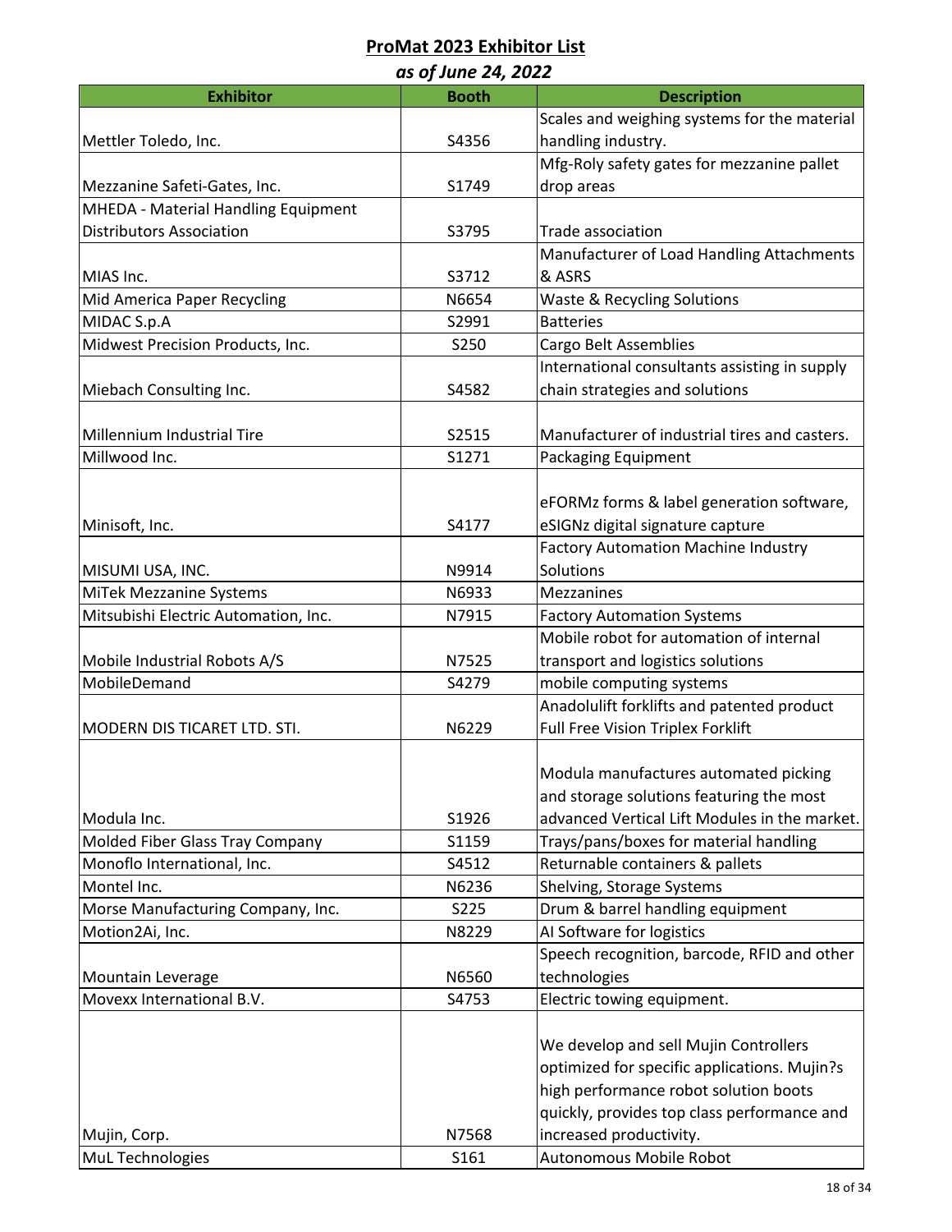**ProMat 2023 Exhibitor List**

***as of June 24, 2022***

| Exhibitor | Booth | Description |
|---|---|---|
| Mettler Toledo, Inc. | S4356 | Scales and weighing systems for the material handling industry. |
| Mezzanine Safeti-Gates, Inc. | S1749 | Mfg-Roly safety gates for mezzanine pallet drop areas |
| MHEDA - Material Handling Equipment Distributors Association | S3795 | Trade association |
| MIAS Inc. | S3712 | Manufacturer of Load Handling Attachments & ASRS |
| Mid America Paper Recycling | N6654 | Waste & Recycling Solutions |
| MIDAC S.p.A | S2991 | Batteries |
| Midwest Precision Products, Inc. | S250 | Cargo Belt Assemblies |
| Miebach Consulting Inc. | S4582 | International consultants assisting in supply chain strategies and solutions |
| Millennium Industrial Tire | S2515 | Manufacturer of industrial tires and casters. |
| Millwood Inc. | S1271 | Packaging Equipment |
| Minisoft, Inc. | S4177 | eFORMz forms & label generation software, eSIGNz digital signature capture |
| MISUMI USA, INC. | N9914 | Factory Automation Machine Industry Solutions |
| MiTek Mezzanine Systems | N6933 | Mezzanines |
| Mitsubishi Electric Automation, Inc. | N7915 | Factory Automation Systems |
| Mobile Industrial Robots A/S | N7525 | Mobile robot for automation of internal transport and logistics solutions |
| MobileDemand | S4279 | mobile computing systems |
| MODERN DIS TICARET LTD. STI. | N6229 | Anadolulift forklifts and patented product Full Free Vision Triplex Forklift |
| Modula Inc. | S1926 | Modula manufactures automated picking and storage solutions featuring the most advanced Vertical Lift Modules in the market. |
| Molded Fiber Glass Tray Company | S1159 | Trays/pans/boxes for material handling |
| Monoflo International, Inc. | S4512 | Returnable containers & pallets |
| Montel Inc. | N6236 | Shelving, Storage Systems |
| Morse Manufacturing Company, Inc. | S225 | Drum & barrel handling equipment |
| Motion2Ai, Inc. | N8229 | AI Software for logistics |
| Mountain Leverage | N6560 | Speech recognition, barcode, RFID and other technologies |
| Movexx International B.V. | S4753 | Electric towing equipment. |
| Mujin, Corp. | N7568 | We develop and sell Mujin Controllers optimized for specific applications. Mujin?s high performance robot solution boots quickly, provides top class performance and increased productivity. |
| MuL Technologies | S161 | Autonomous Mobile Robot |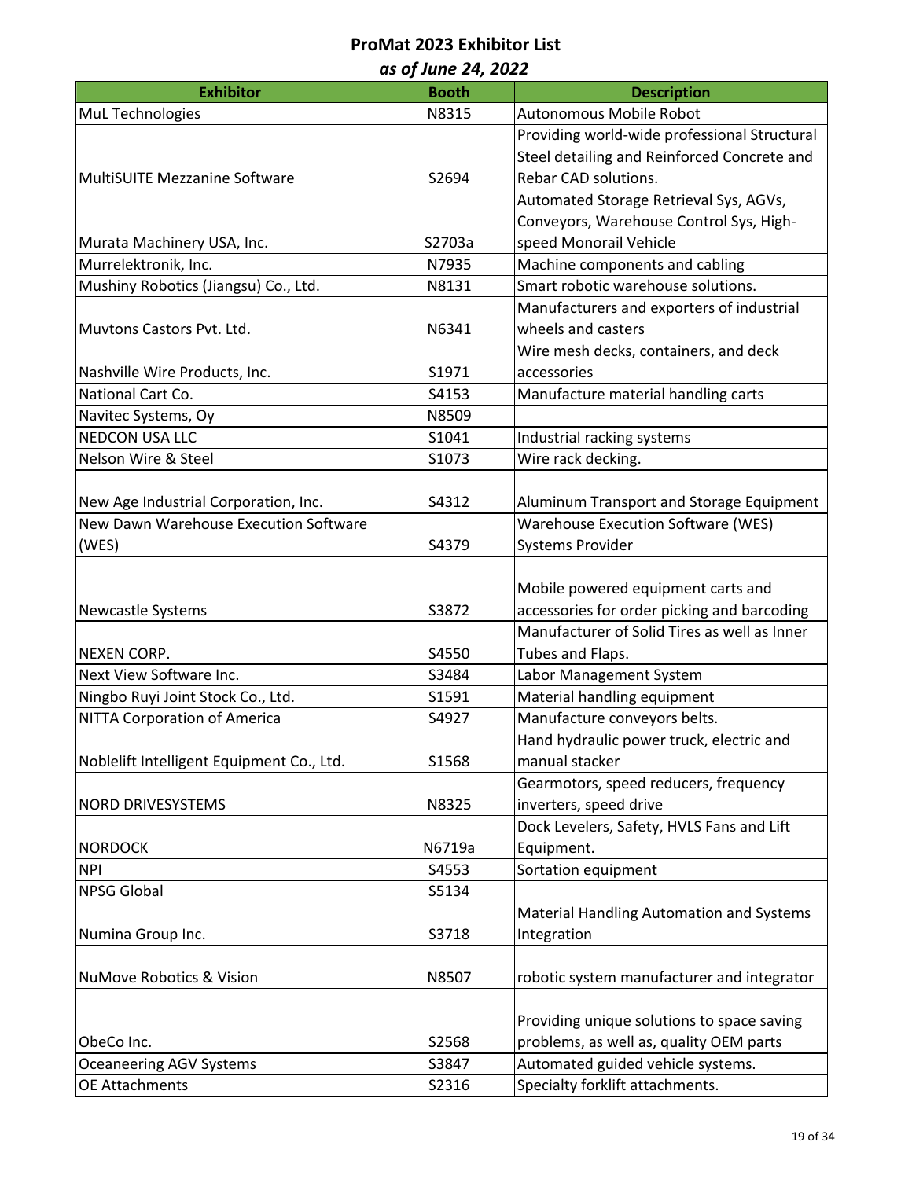# ProMat 2023 Exhibitor List

*as of June 24, 2022*

| Exhibitor | Booth | Description |
|---|---|---|
| MuL Technologies | N8315 | Autonomous Mobile Robot |
| MultiSUITE Mezzanine Software | S2694 | Providing world-wide professional Structural Steel detailing and Reinforced Concrete and Rebar CAD solutions. |
| Murata Machinery USA, Inc. | S2703a | Automated Storage Retrieval Sys, AGVs, Conveyors, Warehouse Control Sys, High-speed Monorail Vehicle |
| Murrelektronik, Inc. | N7935 | Machine components and cabling |
| Mushiny Robotics (Jiangsu) Co., Ltd. | N8131 | Smart robotic warehouse solutions. |
| Muvtons Castors Pvt. Ltd. | N6341 | Manufacturers and exporters of industrial wheels and casters |
| Nashville Wire Products, Inc. | S1971 | Wire mesh decks, containers, and deck accessories |
| National Cart Co. | S4153 | Manufacture material handling carts |
| Navitec Systems, Oy | N8509 | |
| NEDCON USA LLC | S1041 | Industrial racking systems |
| Nelson Wire & Steel | S1073 | Wire rack decking. |
| New Age Industrial Corporation, Inc. | S4312 | Aluminum Transport and Storage Equipment |
| New Dawn Warehouse Execution Software (WES) | S4379 | Warehouse Execution Software (WES) Systems Provider |
| Newcastle Systems | S3872 | Mobile powered equipment carts and accessories for order picking and barcoding |
| NEXEN CORP. | S4550 | Manufacturer of Solid Tires as well as Inner Tubes and Flaps. |
| Next View Software Inc. | S3484 | Labor Management System |
| Ningbo Ruyi Joint Stock Co., Ltd. | S1591 | Material handling equipment |
| NITTA Corporation of America | S4927 | Manufacture conveyors belts. |
| Noblelift Intelligent Equipment Co., Ltd. | S1568 | Hand hydraulic power truck, electric and manual stacker |
| NORD DRIVESYSTEMS | N8325 | Gearmotors, speed reducers, frequency inverters, speed drive |
| NORDOCK | N6719a | Dock Levelers, Safety, HVLS Fans and Lift Equipment. |
| NPI | S4553 | Sortation equipment |
| NPSG Global | S5134 | |
| Numina Group Inc. | S3718 | Material Handling Automation and Systems Integration |
| NuMove Robotics & Vision | N8507 | robotic system manufacturer and integrator |
| ObeCo Inc. | S2568 | Providing unique solutions to space saving problems, as well as, quality OEM parts |
| Oceaneering AGV Systems | S3847 | Automated guided vehicle systems. |
| OE Attachments | S2316 | Specialty forklift attachments. |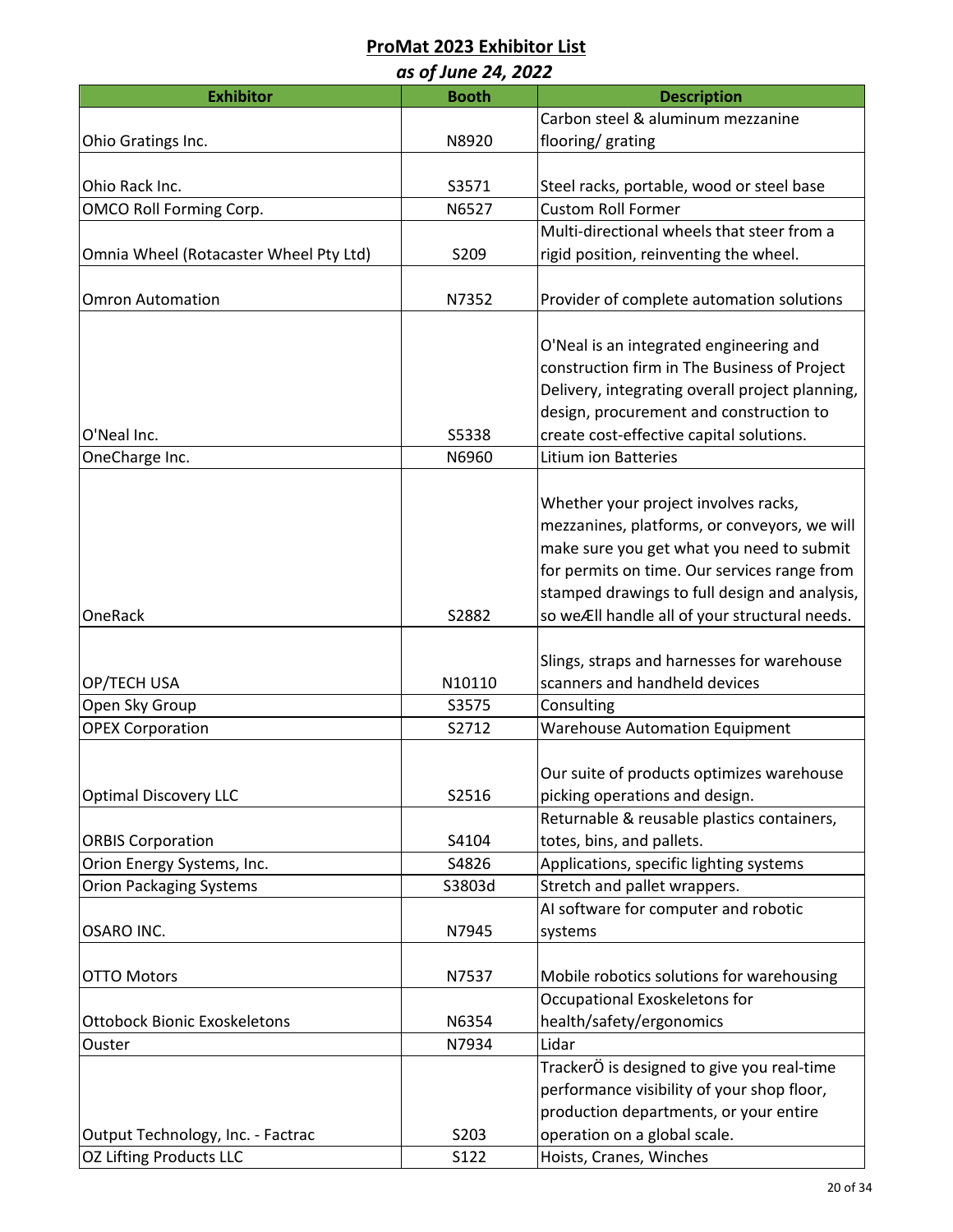# ProMat 2023 Exhibitor List

*as of June 24, 2022*

| Exhibitor | Booth | Description |
|---|---|---|
| Ohio Gratings Inc. | N8920 | Carbon steel & aluminum mezzanine flooring/ grating |
| Ohio Rack Inc. | S3571 | Steel racks, portable, wood or steel base |
| OMCO Roll Forming Corp. | N6527 | Custom Roll Former |
| Omnia Wheel (Rotacaster Wheel Pty Ltd) | S209 | Multi-directional wheels that steer from a rigid position, reinventing the wheel. |
| Omron Automation | N7352 | Provider of complete automation solutions |
| O'Neal Inc. | S5338 | O'Neal is an integrated engineering and construction firm in The Business of Project Delivery, integrating overall project planning, design, procurement and construction to create cost-effective capital solutions. |
| OneCharge Inc. | N6960 | Litium ion Batteries |
| OneRack | S2882 | Whether your project involves racks, mezzanines, platforms, or conveyors, we will make sure you get what you need to submit for permits on time. Our services range from stamped drawings to full design and analysis, so weÆll handle all of your structural needs. |
| OP/TECH USA | N10110 | Slings, straps and harnesses for warehouse scanners and handheld devices |
| Open Sky Group | S3575 | Consulting |
| OPEX Corporation | S2712 | Warehouse Automation Equipment |
| Optimal Discovery LLC | S2516 | Our suite of products optimizes warehouse picking operations and design. |
| ORBIS Corporation | S4104 | Returnable & reusable plastics containers, totes, bins, and pallets. |
| Orion Energy Systems, Inc. | S4826 | Applications, specific lighting systems |
| Orion Packaging Systems | S3803d | Stretch and pallet wrappers. |
| OSARO INC. | N7945 | AI software for computer and robotic systems |
| OTTO Motors | N7537 | Mobile robotics solutions for warehousing |
| Ottobock Bionic Exoskeletons | N6354 | Occupational Exoskeletons for health/safety/ergonomics |
| Ouster | N7934 | Lidar |
| Output Technology, Inc. - Factrac | S203 | TrackerÖ is designed to give you real-time performance visibility of your shop floor, production departments, or your entire operation on a global scale. |
| OZ Lifting Products LLC | S122 | Hoists, Cranes, Winches |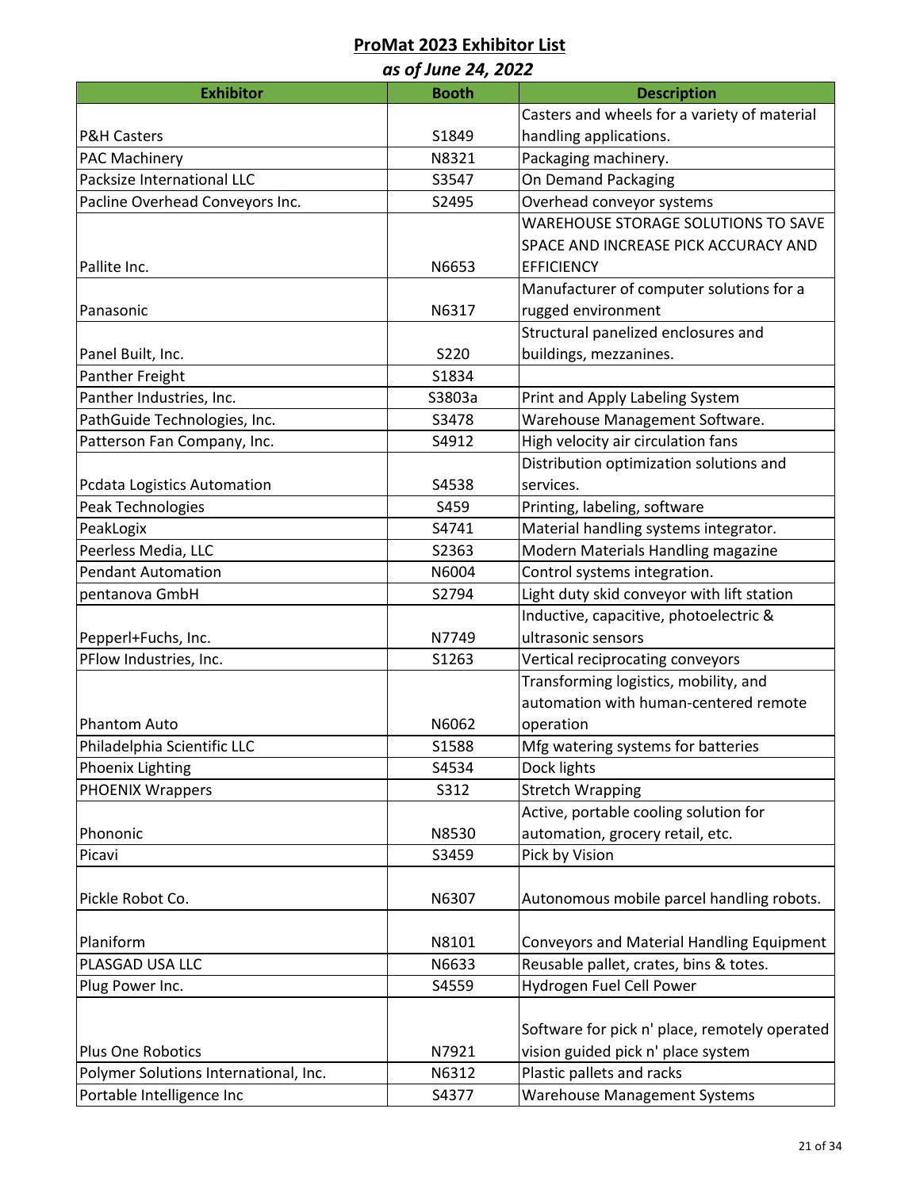# ProMat 2023 Exhibitor List

## *as of June 24, 2022*

| Exhibitor | Booth | Description |
|---|---|---|
| P&H Casters | S1849 | Casters and wheels for a variety of material handling applications. |
| PAC Machinery | N8321 | Packaging machinery. |
| Packsize International LLC | S3547 | On Demand Packaging |
| Pacline Overhead Conveyors Inc. | S2495 | Overhead conveyor systems |
| Pallite Inc. | N6653 | WAREHOUSE STORAGE SOLUTIONS TO SAVE SPACE AND INCREASE PICK ACCURACY AND EFFICIENCY |
| Panasonic | N6317 | Manufacturer of computer solutions for a rugged environment |
| Panel Built, Inc. | S220 | Structural panelized enclosures and buildings, mezzanines. |
| Panther Freight | S1834 | |
| Panther Industries, Inc. | S3803a | Print and Apply Labeling System |
| PathGuide Technologies, Inc. | S3478 | Warehouse Management Software. |
| Patterson Fan Company, Inc. | S4912 | High velocity air circulation fans |
| Pcdata Logistics Automation | S4538 | Distribution optimization solutions and services. |
| Peak Technologies | S459 | Printing, labeling, software |
| PeakLogix | S4741 | Material handling systems integrator. |
| Peerless Media, LLC | S2363 | Modern Materials Handling magazine |
| Pendant Automation | N6004 | Control systems integration. |
| pentanova GmbH | S2794 | Light duty skid conveyor with lift station |
| Pepperl+Fuchs, Inc. | N7749 | Inductive, capacitive, photoelectric & ultrasonic sensors |
| PFlow Industries, Inc. | S1263 | Vertical reciprocating conveyors |
| Phantom Auto | N6062 | Transforming logistics, mobility, and automation with human-centered remote operation |
| Philadelphia Scientific LLC | S1588 | Mfg watering systems for batteries |
| Phoenix Lighting | S4534 | Dock lights |
| PHOENIX Wrappers | S312 | Stretch Wrapping |
| Phononic | N8530 | Active, portable cooling solution for automation, grocery retail, etc. |
| Picavi | S3459 | Pick by Vision |
| Pickle Robot Co. | N6307 | Autonomous mobile parcel handling robots. |
| Planiform | N8101 | Conveyors and Material Handling Equipment |
| PLASGAD USA LLC | N6633 | Reusable pallet, crates, bins & totes. |
| Plug Power Inc. | S4559 | Hydrogen Fuel Cell Power |
| Plus One Robotics | N7921 | Software for pick n' place, remotely operated vision guided pick n' place system |
| Polymer Solutions International, Inc. | N6312 | Plastic pallets and racks |
| Portable Intelligence Inc | S4377 | Warehouse Management Systems |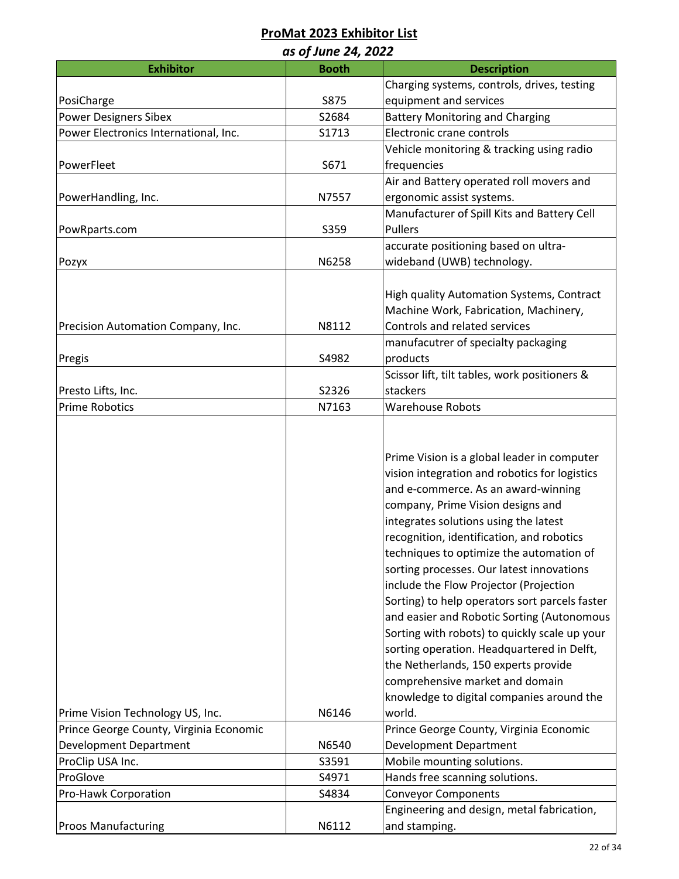# ProMat 2023 Exhibitor List

*as of June 24, 2022*

| Exhibitor | Booth | Description |
|---|---|---|
| PosiCharge | S875 | Charging systems, controls, drives, testing equipment and services |
| Power Designers Sibex | S2684 | Battery Monitoring and Charging |
| Power Electronics International, Inc. | S1713 | Electronic crane controls |
| PowerFleet | S671 | Vehicle monitoring & tracking using radio frequencies |
| PowerHandling, Inc. | N7557 | Air and Battery operated roll movers and ergonomic assist systems. |
| PowRparts.com | S359 | Manufacturer of Spill Kits and Battery Cell Pullers |
| Pozyx | N6258 | accurate positioning based on ultra-wideband (UWB) technology. |
| Precision Automation Company, Inc. | N8112 | High quality Automation Systems, Contract Machine Work, Fabrication, Machinery, Controls and related services |
| Pregis | S4982 | manufacutrer of specialty packaging products |
| Presto Lifts, Inc. | S2326 | Scissor lift, tilt tables, work positioners & stackers |
| Prime Robotics | N7163 | Warehouse Robots |
| Prime Vision Technology US, Inc. | N6146 | Prime Vision is a global leader in computer vision integration and robotics for logistics and e-commerce. As an award-winning company, Prime Vision designs and integrates solutions using the latest recognition, identification, and robotics techniques to optimize the automation of sorting processes. Our latest innovations include the Flow Projector (Projection Sorting) to help operators sort parcels faster and easier and Robotic Sorting (Autonomous Sorting with robots) to quickly scale up your sorting operation. Headquartered in Delft, the Netherlands, 150 experts provide comprehensive market and domain knowledge to digital companies around the world. |
| Prince George County, Virginia Economic Development Department | N6540 | Prince George County, Virginia Economic Development Department |
| ProClip USA Inc. | S3591 | Mobile mounting solutions. |
| ProGlove | S4971 | Hands free scanning solutions. |
| Pro-Hawk Corporation | S4834 | Conveyor Components |
| Proos Manufacturing | N6112 | Engineering and design, metal fabrication, and stamping. |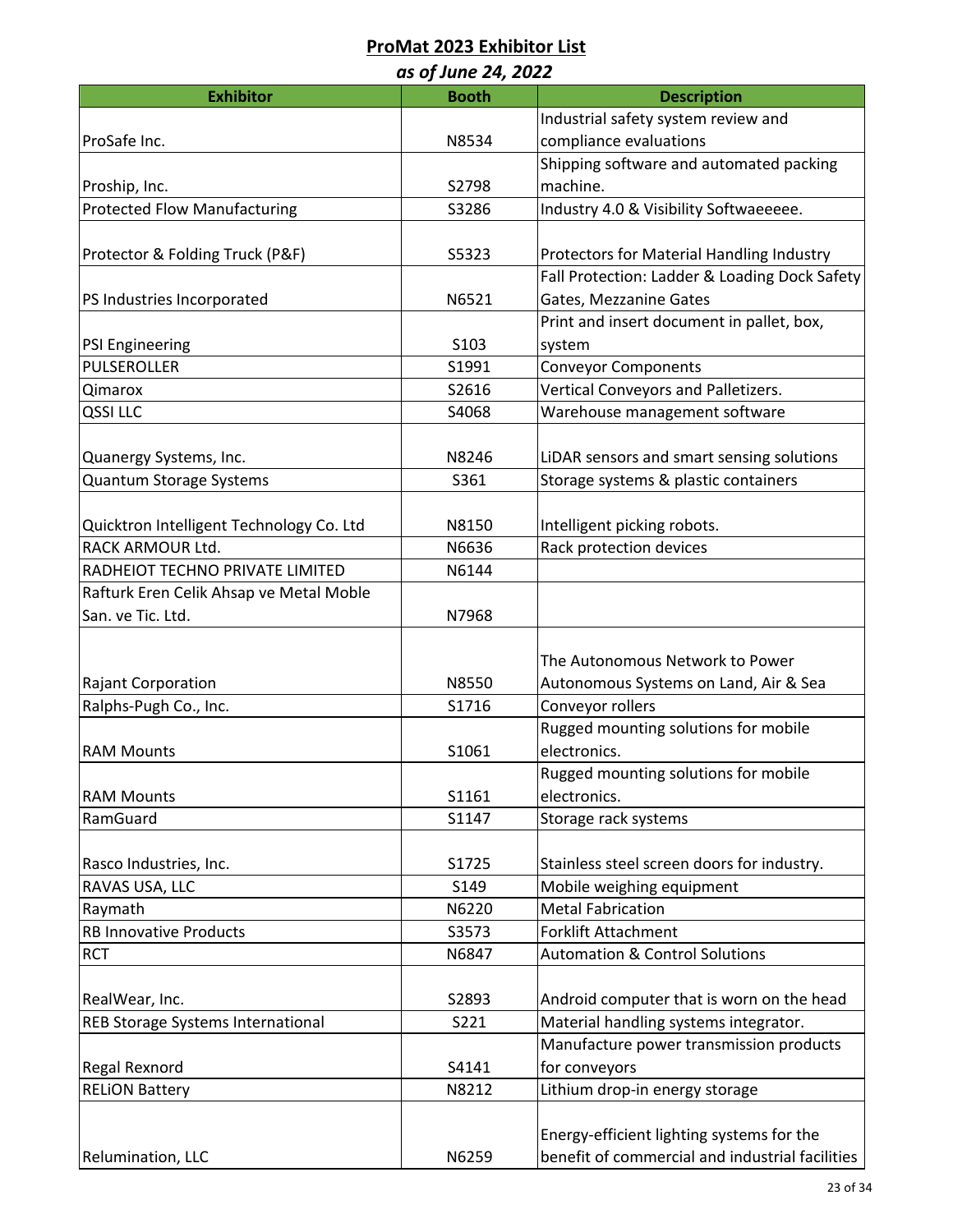# ProMat 2023 Exhibitor List

## *as of June 24, 2022*

| Exhibitor | Booth | Description |
|---|---|---|
| ProSafe Inc. | N8534 | Industrial safety system review and compliance evaluations |
| Proship, Inc. | S2798 | Shipping software and automated packing machine. |
| Protected Flow Manufacturing | S3286 | Industry 4.0 & Visibility Softwaeeeee. |
| Protector & Folding Truck (P&F) | S5323 | Protectors for Material Handling Industry |
| PS Industries Incorporated | N6521 | Fall Protection: Ladder & Loading Dock Safety Gates, Mezzanine Gates |
| PSI Engineering | S103 | Print and insert document in pallet, box, system |
| PULSEROLLER | S1991 | Conveyor Components |
| Qimarox | S2616 | Vertical Conveyors and Palletizers. |
| QSSI LLC | S4068 | Warehouse management software |
| Quanergy Systems, Inc. | N8246 | LiDAR sensors and smart sensing solutions |
| Quantum Storage Systems | S361 | Storage systems & plastic containers |
| Quicktron Intelligent Technology Co. Ltd | N8150 | Intelligent picking robots. |
| RACK ARMOUR Ltd. | N6636 | Rack protection devices |
| RADHEIOT TECHNO PRIVATE LIMITED | N6144 | |
| Rafturk Eren Celik Ahsap ve Metal Moble San. ve Tic. Ltd. | N7968 | |
| Rajant Corporation | N8550 | The Autonomous Network to Power Autonomous Systems on Land, Air & Sea |
| Ralphs-Pugh Co., Inc. | S1716 | Conveyor rollers |
| RAM Mounts | S1061 | Rugged mounting solutions for mobile electronics. |
| RAM Mounts | S1161 | Rugged mounting solutions for mobile electronics. |
| RamGuard | S1147 | Storage rack systems |
| Rasco Industries, Inc. | S1725 | Stainless steel screen doors for industry. |
| RAVAS USA, LLC | S149 | Mobile weighing equipment |
| Raymath | N6220 | Metal Fabrication |
| RB Innovative Products | S3573 | Forklift Attachment |
| RCT | N6847 | Automation & Control Solutions |
| RealWear, Inc. | S2893 | Android computer that is worn on the head |
| REB Storage Systems International | S221 | Material handling systems integrator. |
| Regal Rexnord | S4141 | Manufacture power transmission products for conveyors |
| RELiON Battery | N8212 | Lithium drop-in energy storage |
| Relumination, LLC | N6259 | Energy-efficient lighting systems for the benefit of commercial and industrial facilities |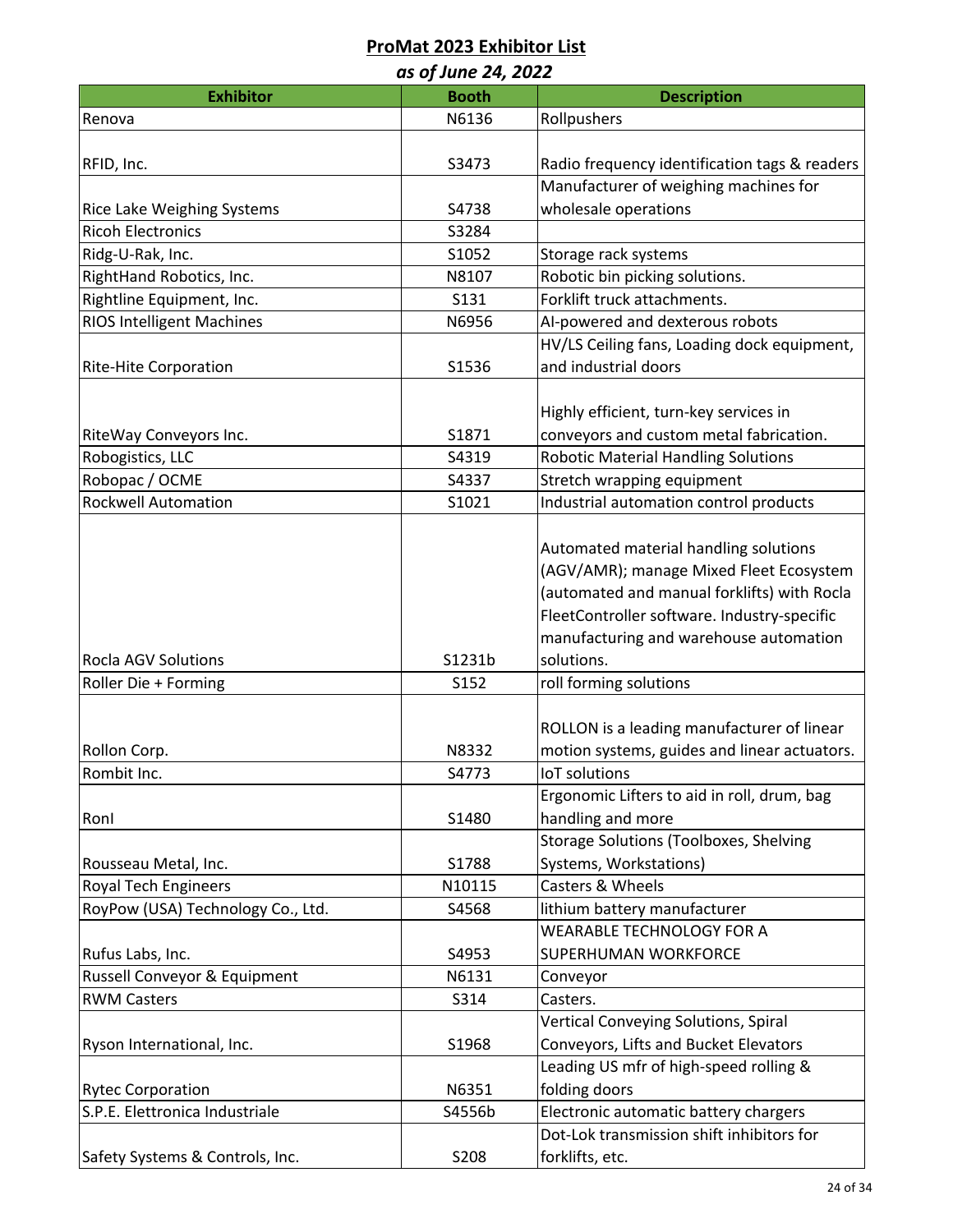# ProMat 2023 Exhibitor List

*as of June 24, 2022*

| Exhibitor | Booth | Description |
|---|---|---|
| Renova | N6136 | Rollpushers |
| RFID, Inc. | S3473 | Radio frequency identification tags & readers |
| Rice Lake Weighing Systems | S4738 | Manufacturer of weighing machines for wholesale operations |
| Ricoh Electronics | S3284 | |
| Ridg-U-Rak, Inc. | S1052 | Storage rack systems |
| RightHand Robotics, Inc. | N8107 | Robotic bin picking solutions. |
| Rightline Equipment, Inc. | S131 | Forklift truck attachments. |
| RIOS Intelligent Machines | N6956 | AI-powered and dexterous robots |
| Rite-Hite Corporation | S1536 | HV/LS Ceiling fans, Loading dock equipment, and industrial doors |
| RiteWay Conveyors Inc. | S1871 | Highly efficient, turn-key services in conveyors and custom metal fabrication. |
| Robogistics, LLC | S4319 | Robotic Material Handling Solutions |
| Robopac / OCME | S4337 | Stretch wrapping equipment |
| Rockwell Automation | S1021 | Industrial automation control products |
| Rocla AGV Solutions | S1231b | Automated material handling solutions (AGV/AMR); manage Mixed Fleet Ecosystem (automated and manual forklifts) with Rocla FleetController software. Industry-specific manufacturing and warehouse automation solutions. |
| Roller Die + Forming | S152 | roll forming solutions |
| Rollon Corp. | N8332 | ROLLON is a leading manufacturer of linear motion systems, guides and linear actuators. |
| Rombit Inc. | S4773 | IoT solutions |
| Ronl | S1480 | Ergonomic Lifters to aid in roll, drum, bag handling and more |
| Rousseau Metal, Inc. | S1788 | Storage Solutions (Toolboxes, Shelving Systems, Workstations) |
| Royal Tech Engineers | N10115 | Casters & Wheels |
| RoyPow (USA) Technology Co., Ltd. | S4568 | lithium battery manufacturer |
| Rufus Labs, Inc. | S4953 | WEARABLE TECHNOLOGY FOR A SUPERHUMAN WORKFORCE |
| Russell Conveyor & Equipment | N6131 | Conveyor |
| RWM Casters | S314 | Casters. |
| Ryson International, Inc. | S1968 | Vertical Conveying Solutions, Spiral Conveyors, Lifts and Bucket Elevators |
| Rytec Corporation | N6351 | Leading US mfr of high-speed rolling & folding doors |
| S.P.E. Elettronica Industriale | S4556b | Electronic automatic battery chargers |
| Safety Systems & Controls, Inc. | S208 | Dot-Lok transmission shift inhibitors for forklifts, etc. |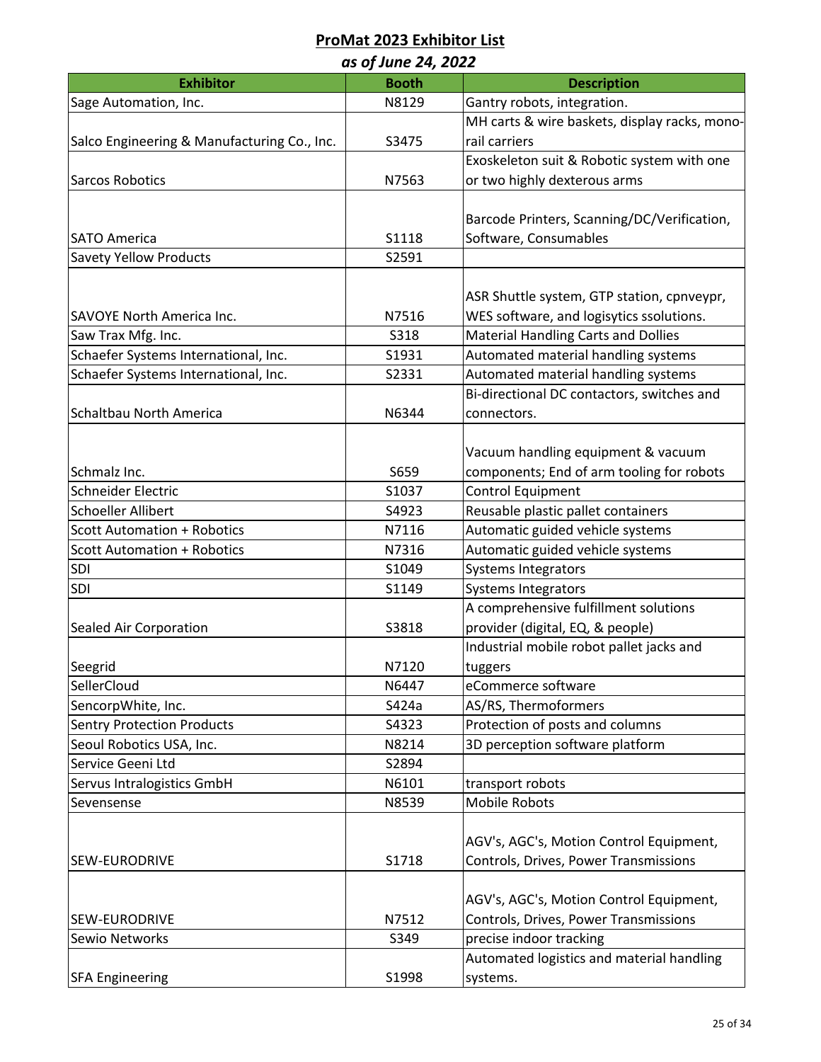## ProMat 2023 Exhibitor List

*as of June 24, 2022*

| Exhibitor | Booth | Description |
| --- | --- | --- |
| Sage Automation, Inc. | N8129 | Gantry robots, integration. |
| Salco Engineering & Manufacturing Co., Inc. | S3475 | MH carts & wire baskets, display racks, mono-rail carriers |
| Sarcos Robotics | N7563 | Exoskeleton suit & Robotic system with one or two highly dexterous arms |
| SATO America | S1118 | Barcode Printers, Scanning/DC/Verification, Software, Consumables |
| Savety Yellow Products | S2591 | |
| SAVOYE North America Inc. | N7516 | ASR Shuttle system, GTP station, cpnveypr, WES software, and logisytics ssolutions. |
| Saw Trax Mfg. Inc. | S318 | Material Handling Carts and Dollies |
| Schaefer Systems International, Inc. | S1931 | Automated material handling systems |
| Schaefer Systems International, Inc. | S2331 | Automated material handling systems |
| Schaltbau North America | N6344 | Bi-directional DC contactors, switches and connectors. |
| Schmalz Inc. | S659 | Vacuum handling equipment & vacuum components; End of arm tooling for robots |
| Schneider Electric | S1037 | Control Equipment |
| Schoeller Allibert | S4923 | Reusable plastic pallet containers |
| Scott Automation + Robotics | N7116 | Automatic guided vehicle systems |
| Scott Automation + Robotics | N7316 | Automatic guided vehicle systems |
| SDI | S1049 | Systems Integrators |
| SDI | S1149 | Systems Integrators |
| Sealed Air Corporation | S3818 | A comprehensive fulfillment solutions provider (digital, EQ, & people) |
| Seegrid | N7120 | Industrial mobile robot pallet jacks and tuggers |
| SellerCloud | N6447 | eCommerce software |
| SencorpWhite, Inc. | S424a | AS/RS, Thermoformers |
| Sentry Protection Products | S4323 | Protection of posts and columns |
| Seoul Robotics USA, Inc. | N8214 | 3D perception software platform |
| Service Geeni Ltd | S2894 | |
| Servus Intralogistics GmbH | N6101 | transport robots |
| Sevensense | N8539 | Mobile Robots |
| SEW-EURODRIVE | S1718 | AGV's, AGC's, Motion Control Equipment, Controls, Drives, Power Transmissions |
| SEW-EURODRIVE | N7512 | AGV's, AGC's, Motion Control Equipment, Controls, Drives, Power Transmissions |
| Sewio Networks | S349 | precise indoor tracking |
| SFA Engineering | S1998 | Automated logistics and material handling systems. |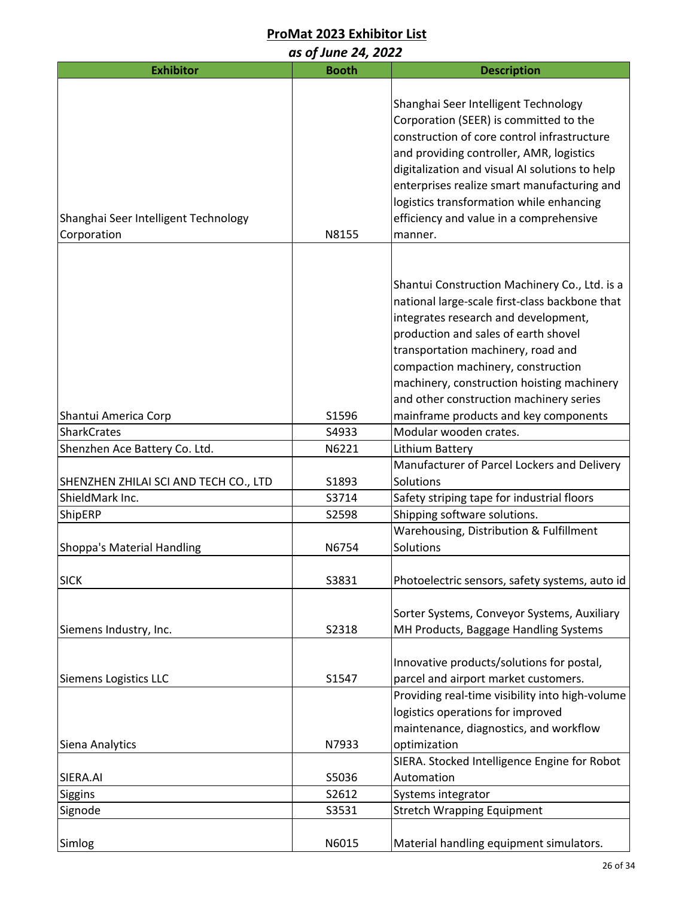**ProMat 2023 Exhibitor List**

***as of June 24, 2022***

| Exhibitor | Booth | Description |
|---|---|---|
| Shanghai Seer Intelligent Technology Corporation | N8155 | Shanghai Seer Intelligent Technology Corporation (SEER) is committed to the construction of core control infrastructure and providing controller, AMR, logistics digitalization and visual AI solutions to help enterprises realize smart manufacturing and logistics transformation while enhancing efficiency and value in a comprehensive manner. |
| Shantui America Corp | S1596 | Shantui Construction Machinery Co., Ltd. is a national large-scale first-class backbone that integrates research and development, production and sales of earth shovel transportation machinery, road and compaction machinery, construction machinery, construction hoisting machinery and other construction machinery series mainframe products and key components |
| SharkCrates | S4933 | Modular wooden crates. |
| Shenzhen Ace Battery Co. Ltd. | N6221 | Lithium Battery |
| SHENZHEN ZHILAI SCI AND TECH CO., LTD | S1893 | Manufacturer of Parcel Lockers and Delivery Solutions |
| ShieldMark Inc. | S3714 | Safety striping tape for industrial floors |
| ShipERP | S2598 | Shipping software solutions. |
| Shoppa's Material Handling | N6754 | Warehousing, Distribution & Fulfillment Solutions |
| SICK | S3831 | Photoelectric sensors, safety systems, auto id |
| Siemens Industry, Inc. | S2318 | Sorter Systems, Conveyor Systems, Auxiliary MH Products, Baggage Handling Systems |
| Siemens Logistics LLC | S1547 | Innovative products/solutions for postal, parcel and airport market customers. |
| Siena Analytics | N7933 | Providing real-time visibility into high-volume logistics operations for improved maintenance, diagnostics, and workflow optimization |
| SIERA.AI | S5036 | SIERA. Stocked Intelligence Engine for Robot Automation |
| Siggins | S2612 | Systems integrator |
| Signode | S3531 | Stretch Wrapping Equipment |
| Simlog | N6015 | Material handling equipment simulators. |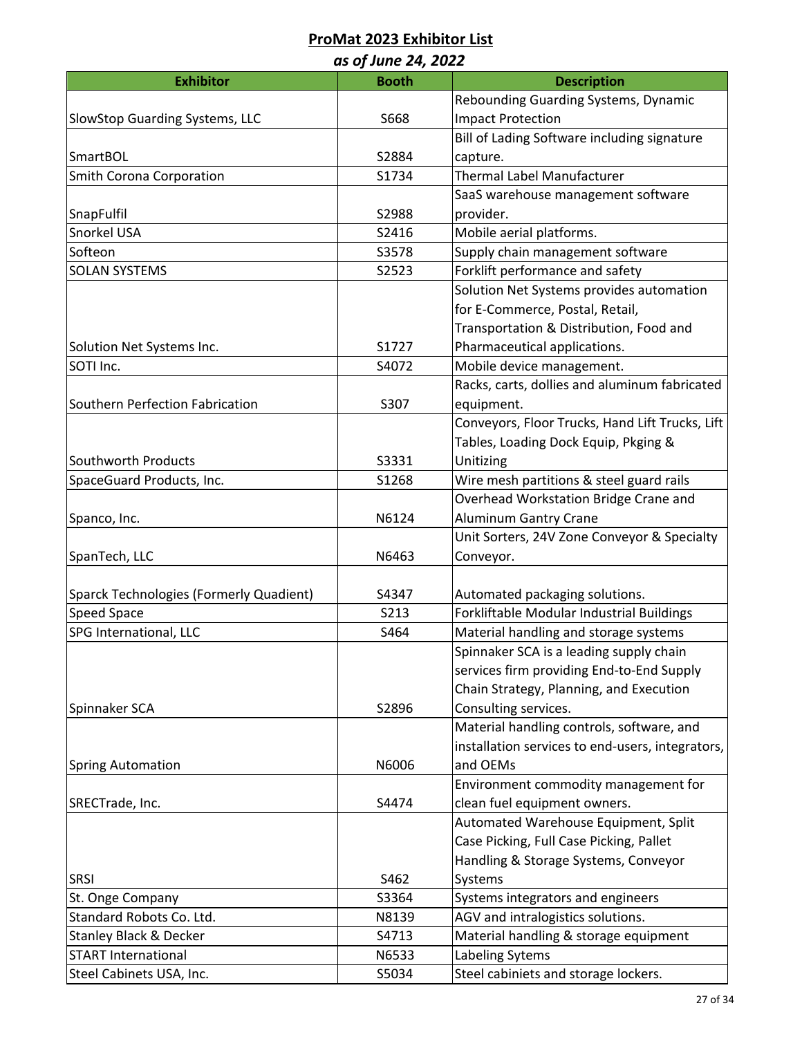## ProMat 2023 Exhibitor List

*as of June 24, 2022*

| Exhibitor | Booth | Description |
|---|---|---|
| SlowStop Guarding Systems, LLC | S668 | Rebounding Guarding Systems, Dynamic Impact Protection |
| SmartBOL | S2884 | Bill of Lading Software including signature capture. |
| Smith Corona Corporation | S1734 | Thermal Label Manufacturer |
| SnapFulfil | S2988 | SaaS warehouse management software provider. |
| Snorkel USA | S2416 | Mobile aerial platforms. |
| Softeon | S3578 | Supply chain management software |
| SOLAN SYSTEMS | S2523 | Forklift performance and safety |
| Solution Net Systems Inc. | S1727 | Solution Net Systems provides automation for E-Commerce, Postal, Retail, Transportation & Distribution, Food and Pharmaceutical applications. |
| SOTI Inc. | S4072 | Mobile device management. |
| Southern Perfection Fabrication | S307 | Racks, carts, dollies and aluminum fabricated equipment. |
| Southworth Products | S3331 | Conveyors, Floor Trucks, Hand Lift Trucks, Lift Tables, Loading Dock Equip, Pkging & Unitizing |
| SpaceGuard Products, Inc. | S1268 | Wire mesh partitions & steel guard rails |
| Spanco, Inc. | N6124 | Overhead Workstation Bridge Crane and Aluminum Gantry Crane |
| SpanTech, LLC | N6463 | Unit Sorters, 24V Zone Conveyor & Specialty Conveyor. |
| Sparck Technologies (Formerly Quadient) | S4347 | Automated packaging solutions. |
| Speed Space | S213 | Forkliftable Modular Industrial Buildings |
| SPG International, LLC | S464 | Material handling and storage systems |
| Spinnaker SCA | S2896 | Spinnaker SCA is a leading supply chain services firm providing End-to-End Supply Chain Strategy, Planning, and Execution Consulting services. |
| Spring Automation | N6006 | Material handling controls, software, and installation services to end-users, integrators, and OEMs |
| SRECTrade, Inc. | S4474 | Environment commodity management for clean fuel equipment owners. |
| SRSI | S462 | Automated Warehouse Equipment, Split Case Picking, Full Case Picking, Pallet Handling & Storage Systems, Conveyor Systems |
| St. Onge Company | S3364 | Systems integrators and engineers |
| Standard Robots Co. Ltd. | N8139 | AGV and intralogistics solutions. |
| Stanley Black & Decker | S4713 | Material handling & storage equipment |
| START International | N6533 | Labeling Sytems |
| Steel Cabinets USA, Inc. | S5034 | Steel cabiniets and storage lockers. |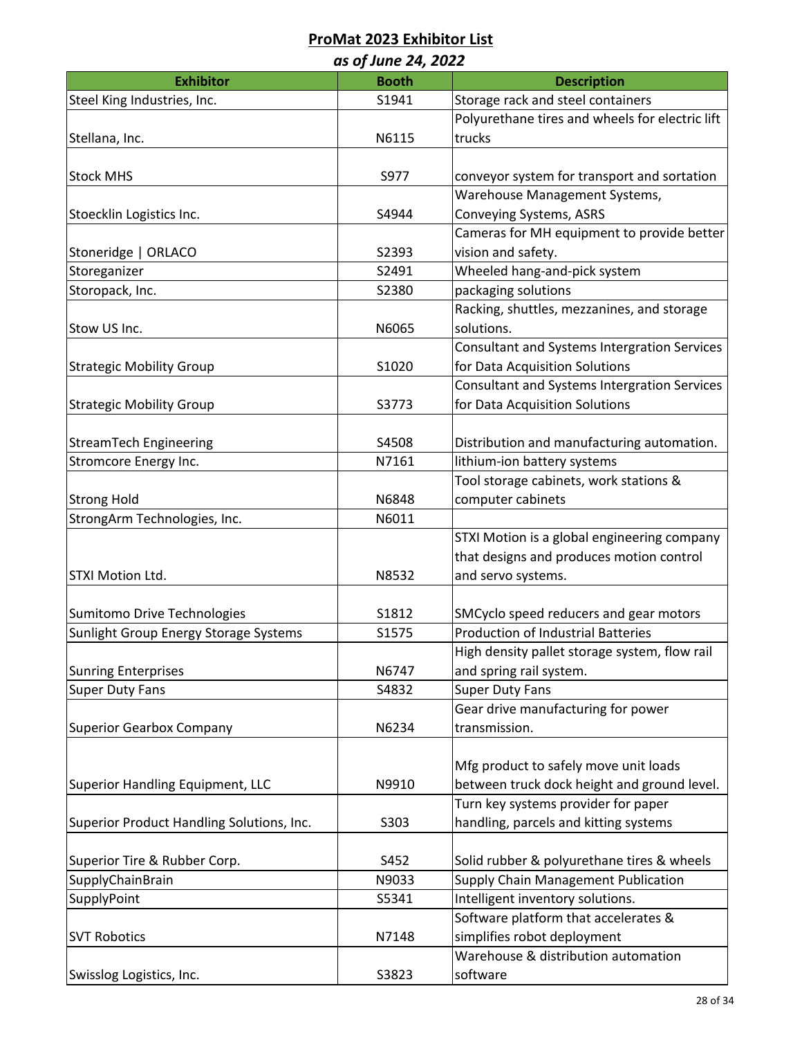## ProMat 2023 Exhibitor List

*as of June 24, 2022*

| Exhibitor | Booth | Description |
|---|---|---|
| Steel King Industries, Inc. | S1941 | Storage rack and steel containers |
| Stellana, Inc. | N6115 | Polyurethane tires and wheels for electric lift trucks |
| Stock MHS | S977 | conveyor system for transport and sortation |
| Stoecklin Logistics Inc. | S4944 | Warehouse Management Systems, Conveying Systems, ASRS |
| Stoneridge \| ORLACO | S2393 | Cameras for MH equipment to provide better vision and safety. |
| Storeganizer | S2491 | Wheeled hang-and-pick system |
| Storopack, Inc. | S2380 | packaging solutions |
| Stow US Inc. | N6065 | Racking, shuttles, mezzanines, and storage solutions. |
| Strategic Mobility Group | S1020 | Consultant and Systems Intergration Services for Data Acquisition Solutions |
| Strategic Mobility Group | S3773 | Consultant and Systems Intergration Services for Data Acquisition Solutions |
| StreamTech Engineering | S4508 | Distribution and manufacturing automation. |
| Stromcore Energy Inc. | N7161 | lithium-ion battery systems |
| Strong Hold | N6848 | Tool storage cabinets, work stations & computer cabinets |
| StrongArm Technologies, Inc. | N6011 | |
| STXI Motion Ltd. | N8532 | STXI Motion is a global engineering company that designs and produces motion control and servo systems. |
| Sumitomo Drive Technologies | S1812 | SMCyclo speed reducers and gear motors |
| Sunlight Group Energy Storage Systems | S1575 | Production of Industrial Batteries |
| Sunring Enterprises | N6747 | High density pallet storage system, flow rail and spring rail system. |
| Super Duty Fans | S4832 | Super Duty Fans |
| Superior Gearbox Company | N6234 | Gear drive manufacturing for power transmission. |
| Superior Handling Equipment, LLC | N9910 | Mfg product to safely move unit loads between truck dock height and ground level. |
| Superior Product Handling Solutions, Inc. | S303 | Turn key systems provider for paper handling, parcels and kitting systems |
| Superior Tire & Rubber Corp. | S452 | Solid rubber & polyurethane tires & wheels |
| SupplyChainBrain | N9033 | Supply Chain Management Publication |
| SupplyPoint | S5341 | Intelligent inventory solutions. |
| SVT Robotics | N7148 | Software platform that accelerates & simplifies robot deployment |
| Swisslog Logistics, Inc. | S3823 | Warehouse & distribution automation software |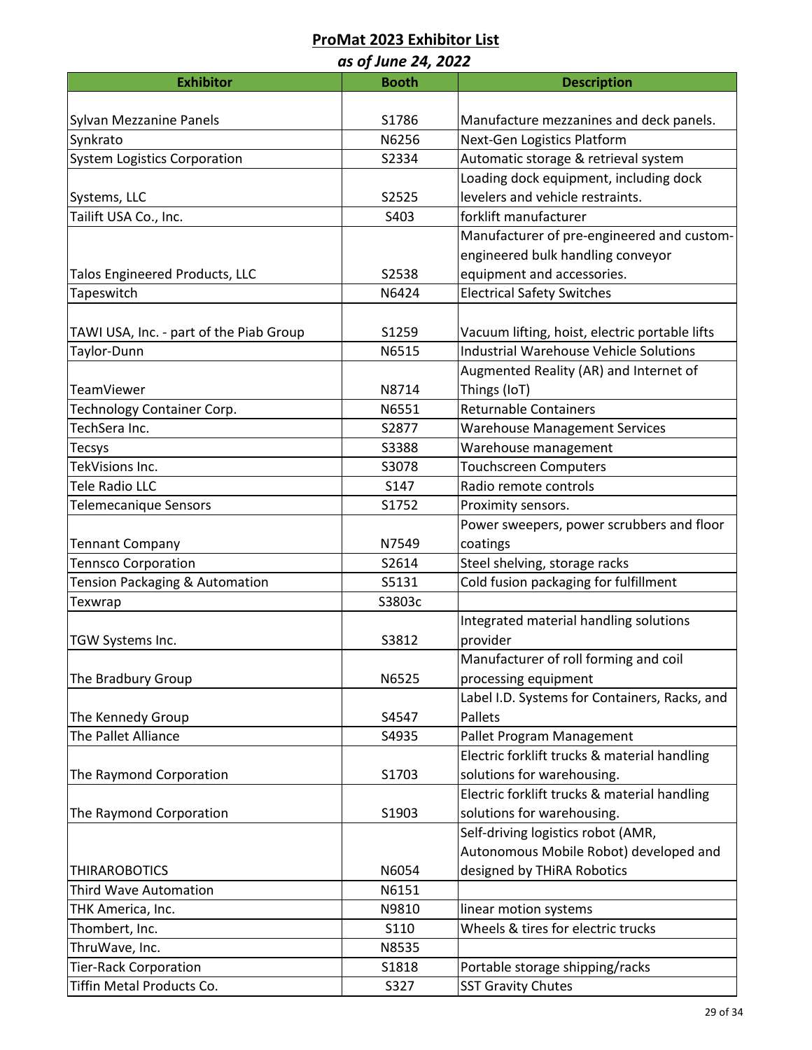## ProMat 2023 Exhibitor List

*as of June 24, 2022*

| Exhibitor | Booth | Description |
| --- | --- | --- |
| Sylvan Mezzanine Panels | S1786 | Manufacture mezzanines and deck panels. |
| Synkrato | N6256 | Next-Gen Logistics Platform |
| System Logistics Corporation | S2334 | Automatic storage & retrieval system |
| Systems, LLC | S2525 | Loading dock equipment, including dock levelers and vehicle restraints. |
| Tailift USA Co., Inc. | S403 | forklift manufacturer |
| Talos Engineered Products, LLC | S2538 | Manufacturer of pre-engineered and custom-engineered bulk handling conveyor equipment and accessories. |
| Tapeswitch | N6424 | Electrical Safety Switches |
| TAWI USA, Inc. - part of the Piab Group | S1259 | Vacuum lifting, hoist, electric portable lifts |
| Taylor-Dunn | N6515 | Industrial Warehouse Vehicle Solutions |
| TeamViewer | N8714 | Augmented Reality (AR) and Internet of Things (IoT) |
| Technology Container Corp. | N6551 | Returnable Containers |
| TechSera Inc. | S2877 | Warehouse Management Services |
| Tecsys | S3388 | Warehouse management |
| TekVisions Inc. | S3078 | Touchscreen Computers |
| Tele Radio LLC | S147 | Radio remote controls |
| Telemecanique Sensors | S1752 | Proximity sensors. |
| Tennant Company | N7549 | Power sweepers, power scrubbers and floor coatings |
| Tennsco Corporation | S2614 | Steel shelving, storage racks |
| Tension Packaging & Automation | S5131 | Cold fusion packaging for fulfillment |
| Texwrap | S3803c | |
| TGW Systems Inc. | S3812 | Integrated material handling solutions provider |
| The Bradbury Group | N6525 | Manufacturer of roll forming and coil processing equipment |
| The Kennedy Group | S4547 | Label I.D. Systems for Containers, Racks, and Pallets |
| The Pallet Alliance | S4935 | Pallet Program Management |
| The Raymond Corporation | S1703 | Electric forklift trucks & material handling solutions for warehousing. |
| The Raymond Corporation | S1903 | Electric forklift trucks & material handling solutions for warehousing. |
| THIRAROBOTICS | N6054 | Self-driving logistics robot (AMR, Autonomous Mobile Robot) developed and designed by THiRA Robotics |
| Third Wave Automation | N6151 | |
| THK America, Inc. | N9810 | linear motion systems |
| Thombert, Inc. | S110 | Wheels & tires for electric trucks |
| ThruWave, Inc. | N8535 | |
| Tier-Rack Corporation | S1818 | Portable storage shipping/racks |
| Tiffin Metal Products Co. | S327 | SST Gravity Chutes |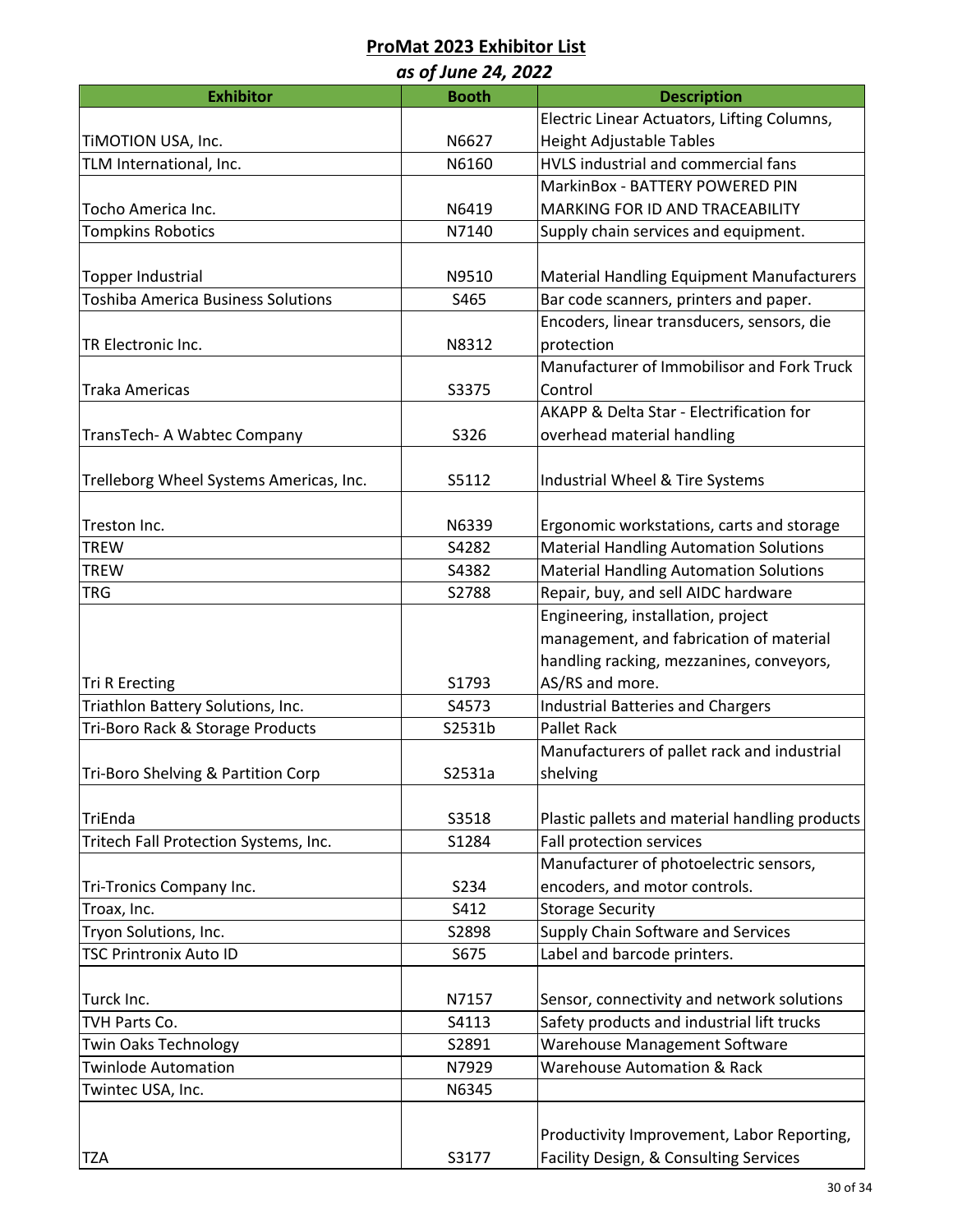## ProMat 2023 Exhibitor List

### *as of June 24, 2022*

| Exhibitor | Booth | Description |
|---|---|---|
| TiMOTION USA, Inc. | N6627 | Electric Linear Actuators, Lifting Columns, Height Adjustable Tables |
| TLM International, Inc. | N6160 | HVLS industrial and commercial fans |
| Tocho America Inc. | N6419 | MarkinBox - BATTERY POWERED PIN MARKING FOR ID AND TRACEABILITY |
| Tompkins Robotics | N7140 | Supply chain services and equipment. |
| Topper Industrial | N9510 | Material Handling Equipment Manufacturers |
| Toshiba America Business Solutions | S465 | Bar code scanners, printers and paper. |
| TR Electronic Inc. | N8312 | Encoders, linear transducers, sensors, die protection |
| Traka Americas | S3375 | Manufacturer of Immobilisor and Fork Truck Control |
| TransTech- A Wabtec Company | S326 | AKAPP & Delta Star - Electrification for overhead material handling |
| Trelleborg Wheel Systems Americas, Inc. | S5112 | Industrial Wheel & Tire Systems |
| Treston Inc. | N6339 | Ergonomic workstations, carts and storage |
| TREW | S4282 | Material Handling Automation Solutions |
| TREW | S4382 | Material Handling Automation Solutions |
| TRG | S2788 | Repair, buy, and sell AIDC hardware |
| Tri R Erecting | S1793 | Engineering, installation, project management, and fabrication of material handling racking, mezzanines, conveyors, AS/RS and more. |
| Triathlon Battery Solutions, Inc. | S4573 | Industrial Batteries and Chargers |
| Tri-Boro Rack & Storage Products | S2531b | Pallet Rack |
| Tri-Boro Shelving & Partition Corp | S2531a | Manufacturers of pallet rack and industrial shelving |
| TriEnda | S3518 | Plastic pallets and material handling products |
| Tritech Fall Protection Systems, Inc. | S1284 | Fall protection services |
| Tri-Tronics Company Inc. | S234 | Manufacturer of photoelectric sensors, encoders, and motor controls. |
| Troax, Inc. | S412 | Storage Security |
| Tryon Solutions, Inc. | S2898 | Supply Chain Software and Services |
| TSC Printronix Auto ID | S675 | Label and barcode printers. |
| Turck Inc. | N7157 | Sensor, connectivity and network solutions |
| TVH Parts Co. | S4113 | Safety products and industrial lift trucks |
| Twin Oaks Technology | S2891 | Warehouse Management Software |
| Twinlode Automation | N7929 | Warehouse Automation & Rack |
| Twintec USA, Inc. | N6345 | |
| TZA | S3177 | Productivity Improvement, Labor Reporting, Facility Design, & Consulting Services |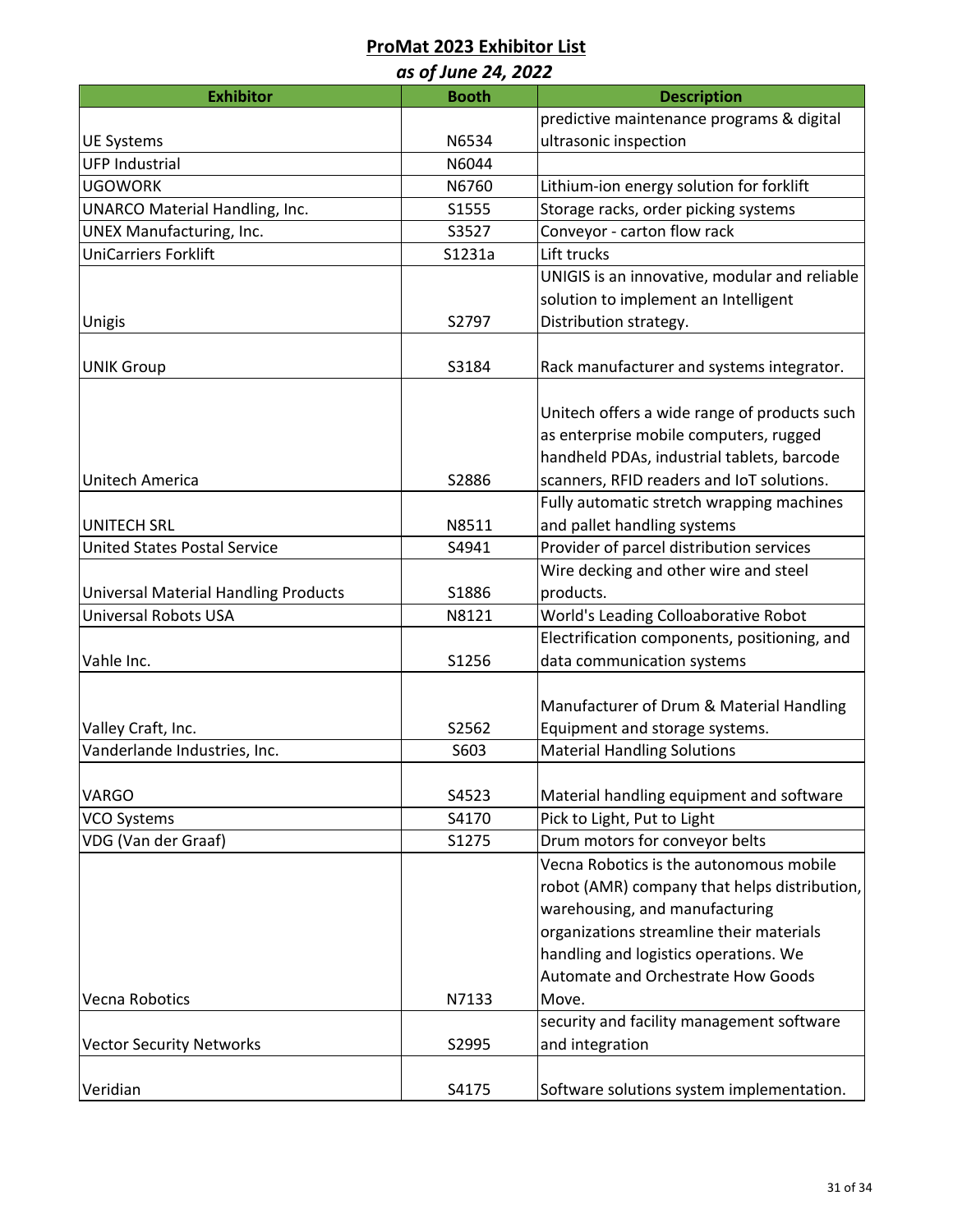# ProMat 2023 Exhibitor List

*as of June 24, 2022*

| Exhibitor | Booth | Description |
|---|---|---|
| UE Systems | N6534 | predictive maintenance programs & digital ultrasonic inspection |
| UFP Industrial | N6044 | |
| UGOWORK | N6760 | Lithium-ion energy solution for forklift |
| UNARCO Material Handling, Inc. | S1555 | Storage racks, order picking systems |
| UNEX Manufacturing, Inc. | S3527 | Conveyor - carton flow rack |
| UniCarriers Forklift | S1231a | Lift trucks |
| Unigis | S2797 | UNIGIS is an innovative, modular and reliable solution to implement an Intelligent Distribution strategy. |
| UNIK Group | S3184 | Rack manufacturer and systems integrator. |
| Unitech America | S2886 | Unitech offers a wide range of products such as enterprise mobile computers, rugged handheld PDAs, industrial tablets, barcode scanners, RFID readers and IoT solutions. |
| UNITECH SRL | N8511 | Fully automatic stretch wrapping machines and pallet handling systems |
| United States Postal Service | S4941 | Provider of parcel distribution services |
| Universal Material Handling Products | S1886 | Wire decking and other wire and steel products. |
| Universal Robots USA | N8121 | World's Leading Colloaborative Robot |
| Vahle Inc. | S1256 | Electrification components, positioning, and data communication systems |
| Valley Craft, Inc. | S2562 | Manufacturer of Drum & Material Handling Equipment and storage systems. |
| Vanderlande Industries, Inc. | S603 | Material Handling Solutions |
| VARGO | S4523 | Material handling equipment and software |
| VCO Systems | S4170 | Pick to Light, Put to Light |
| VDG (Van der Graaf) | S1275 | Drum motors for conveyor belts |
| Vecna Robotics | N7133 | Vecna Robotics is the autonomous mobile robot (AMR) company that helps distribution, warehousing, and manufacturing organizations streamline their materials handling and logistics operations. We Automate and Orchestrate How Goods Move. |
| Vector Security Networks | S2995 | security and facility management software and integration |
| Veridian | S4175 | Software solutions system implementation. |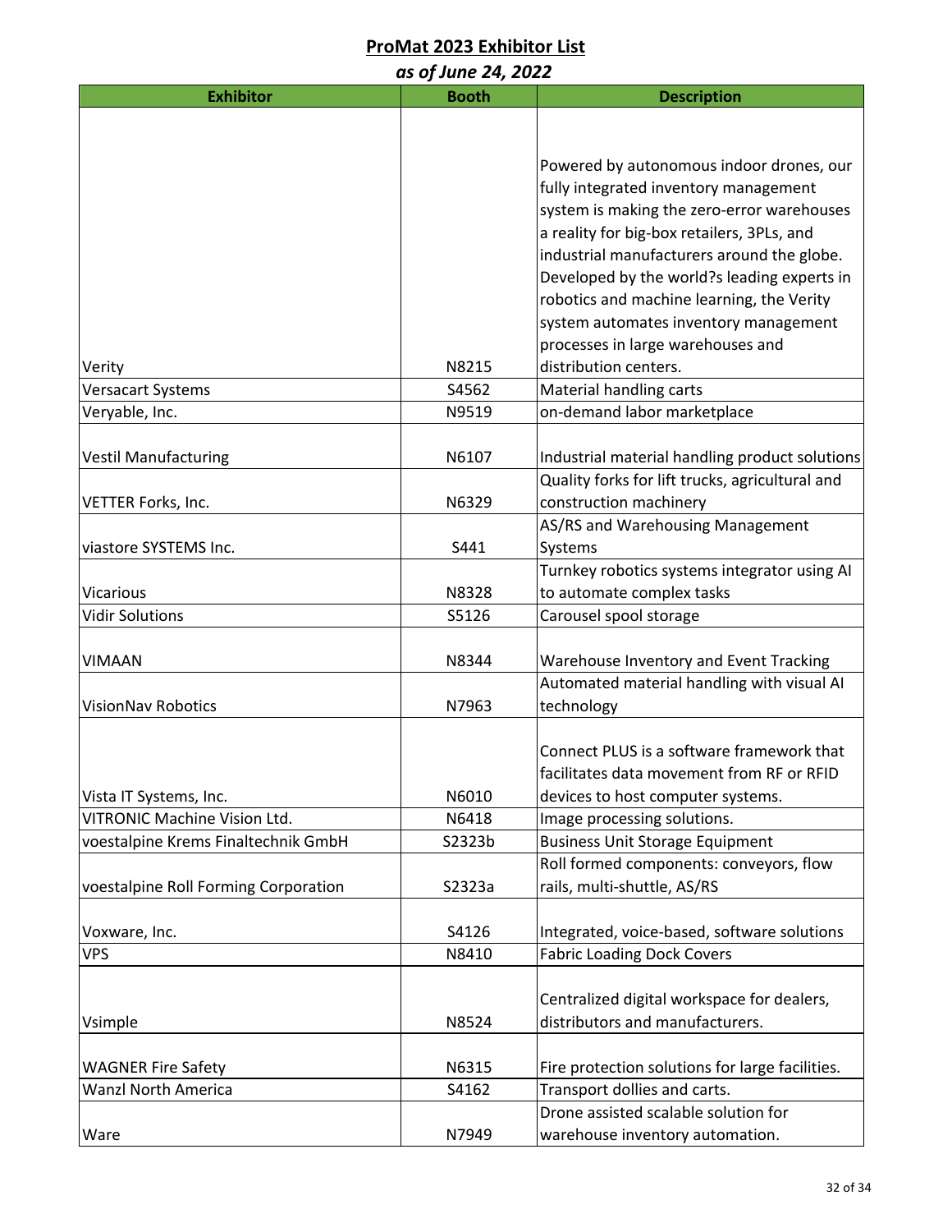# ProMat 2023 Exhibitor List

*as of June 24, 2022*

| Exhibitor | Booth | Description |
|---|---|---|
| Verity | N8215 | Powered by autonomous indoor drones, our fully integrated inventory management system is making the zero-error warehouses a reality for big-box retailers, 3PLs, and industrial manufacturers around the globe. Developed by the world?s leading experts in robotics and machine learning, the Verity system automates inventory management processes in large warehouses and distribution centers. |
| Versacart Systems | S4562 | Material handling carts |
| Veryable, Inc. | N9519 | on-demand labor marketplace |
| Vestil Manufacturing | N6107 | Industrial material handling product solutions |
| VETTER Forks, Inc. | N6329 | Quality forks for lift trucks, agricultural and construction machinery |
| viastore SYSTEMS Inc. | S441 | AS/RS and Warehousing Management Systems |
| Vicarious | N8328 | Turnkey robotics systems integrator using AI to automate complex tasks |
| Vidir Solutions | S5126 | Carousel spool storage |
| VIMAAN | N8344 | Warehouse Inventory and Event Tracking |
| VisionNav Robotics | N7963 | Automated material handling with visual AI technology |
| Vista IT Systems, Inc. | N6010 | Connect PLUS is a software framework that facilitates data movement from RF or RFID devices to host computer systems. |
| VITRONIC Machine Vision Ltd. | N6418 | Image processing solutions. |
| voestalpine Krems Finaltechnik GmbH | S2323b | Business Unit Storage Equipment |
| voestalpine Roll Forming Corporation | S2323a | Roll formed components: conveyors, flow rails, multi-shuttle, AS/RS |
| Voxware, Inc. | S4126 | Integrated, voice-based, software solutions |
| VPS | N8410 | Fabric Loading Dock Covers |
| Vsimple | N8524 | Centralized digital workspace for dealers, distributors and manufacturers. |
| WAGNER Fire Safety | N6315 | Fire protection solutions for large facilities. |
| Wanzl North America | S4162 | Transport dollies and carts. |
| Ware | N7949 | Drone assisted scalable solution for warehouse inventory automation. |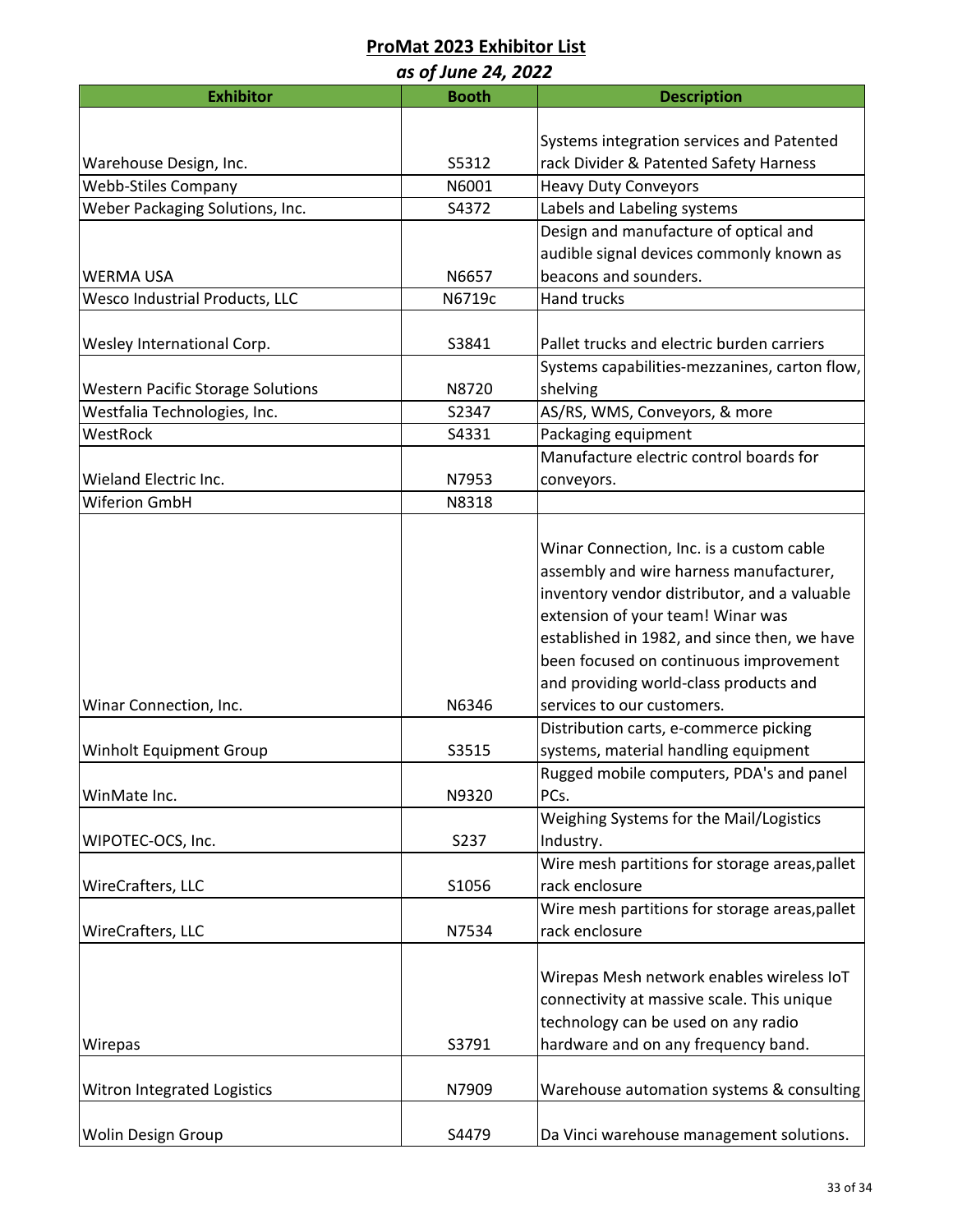# ProMat 2023 Exhibitor List

*as of June 24, 2022*

| Exhibitor | Booth | Description |
|---|---|---|
| Warehouse Design, Inc. | S5312 | Systems integration services and Patented rack Divider & Patented Safety Harness |
| Webb-Stiles Company | N6001 | Heavy Duty Conveyors |
| Weber Packaging Solutions, Inc. | S4372 | Labels and Labeling systems |
| WERMA USA | N6657 | Design and manufacture of optical and audible signal devices commonly known as beacons and sounders. |
| Wesco Industrial Products, LLC | N6719c | Hand trucks |
| Wesley International Corp. | S3841 | Pallet trucks and electric burden carriers |
| Western Pacific Storage Solutions | N8720 | Systems capabilities-mezzanines, carton flow, shelving |
| Westfalia Technologies, Inc. | S2347 | AS/RS, WMS, Conveyors, & more |
| WestRock | S4331 | Packaging equipment |
| Wieland Electric Inc. | N7953 | Manufacture electric control boards for conveyors. |
| Wiferion GmbH | N8318 | |
| Winar Connection, Inc. | N6346 | Winar Connection, Inc. is a custom cable assembly and wire harness manufacturer, inventory vendor distributor, and a valuable extension of your team! Winar was established in 1982, and since then, we have been focused on continuous improvement and providing world-class products and services to our customers. |
| Winholt Equipment Group | S3515 | Distribution carts, e-commerce picking systems, material handling equipment |
| WinMate Inc. | N9320 | Rugged mobile computers, PDA's and panel PCs. |
| WIPOTEC-OCS, Inc. | S237 | Weighing Systems for the Mail/Logistics Industry. |
| WireCrafters, LLC | S1056 | Wire mesh partitions for storage areas,pallet rack enclosure |
| WireCrafters, LLC | N7534 | Wire mesh partitions for storage areas,pallet rack enclosure |
| Wirepas | S3791 | Wirepas Mesh network enables wireless IoT connectivity at massive scale. This unique technology can be used on any radio hardware and on any frequency band. |
| Witron Integrated Logistics | N7909 | Warehouse automation systems & consulting |
| Wolin Design Group | S4479 | Da Vinci warehouse management solutions. |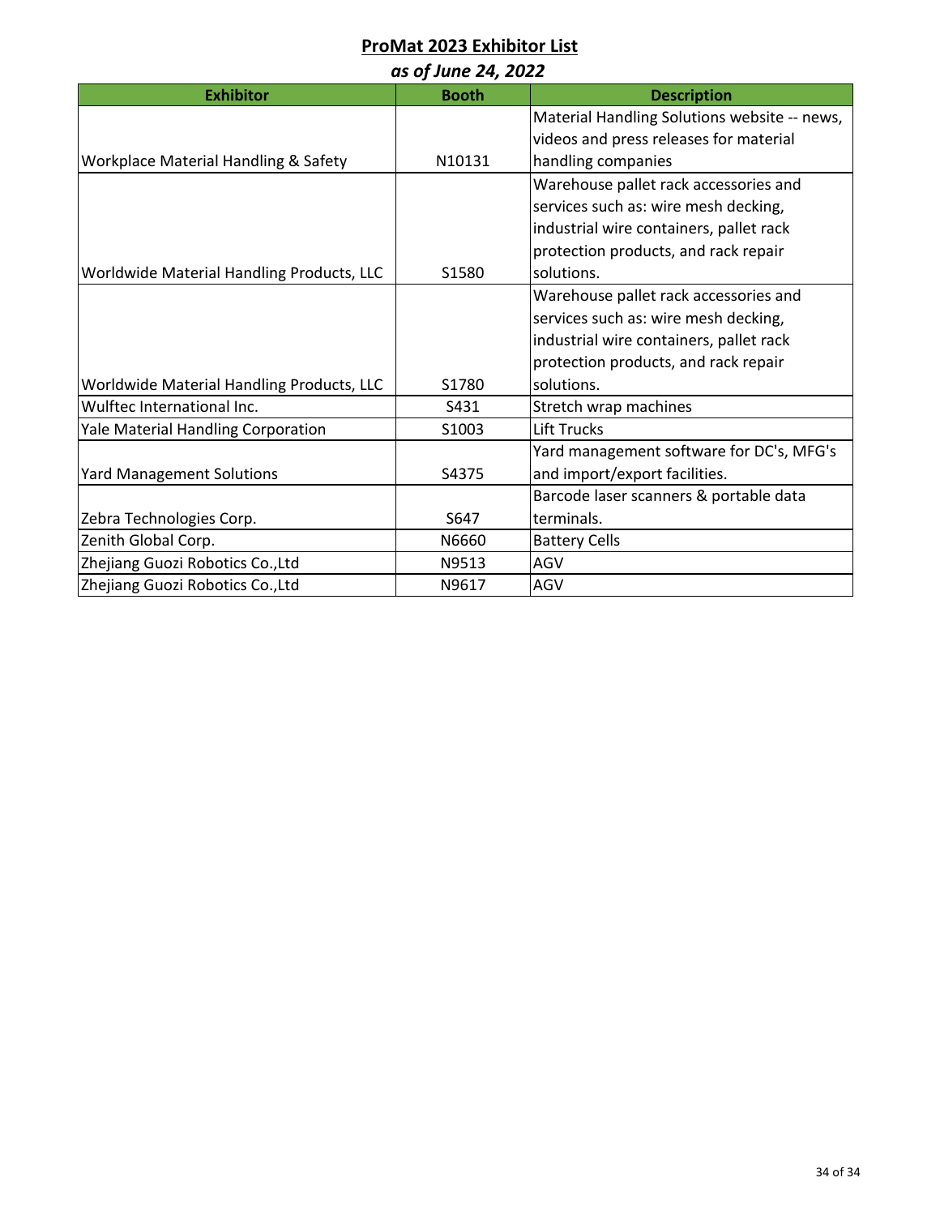**ProMat 2023 Exhibitor List**

***as of June 24, 2022***

| Exhibitor | Booth | Description |
|---|---|---|
| Workplace Material Handling & Safety | N10131 | Material Handling Solutions website -- news, videos and press releases for material handling companies |
| Worldwide Material Handling Products, LLC | S1580 | Warehouse pallet rack accessories and services such as: wire mesh decking, industrial wire containers, pallet rack protection products, and rack repair solutions. |
| Worldwide Material Handling Products, LLC | S1780 | Warehouse pallet rack accessories and services such as: wire mesh decking, industrial wire containers, pallet rack protection products, and rack repair solutions. |
| Wulftec International Inc. | S431 | Stretch wrap machines |
| Yale Material Handling Corporation | S1003 | Lift Trucks |
| Yard Management Solutions | S4375 | Yard management software for DC's, MFG's and import/export facilities. |
| Zebra Technologies Corp. | S647 | Barcode laser scanners & portable data terminals. |
| Zenith Global Corp. | N6660 | Battery Cells |
| Zhejiang Guozi Robotics Co.,Ltd | N9513 | AGV |
| Zhejiang Guozi Robotics Co.,Ltd | N9617 | AGV |